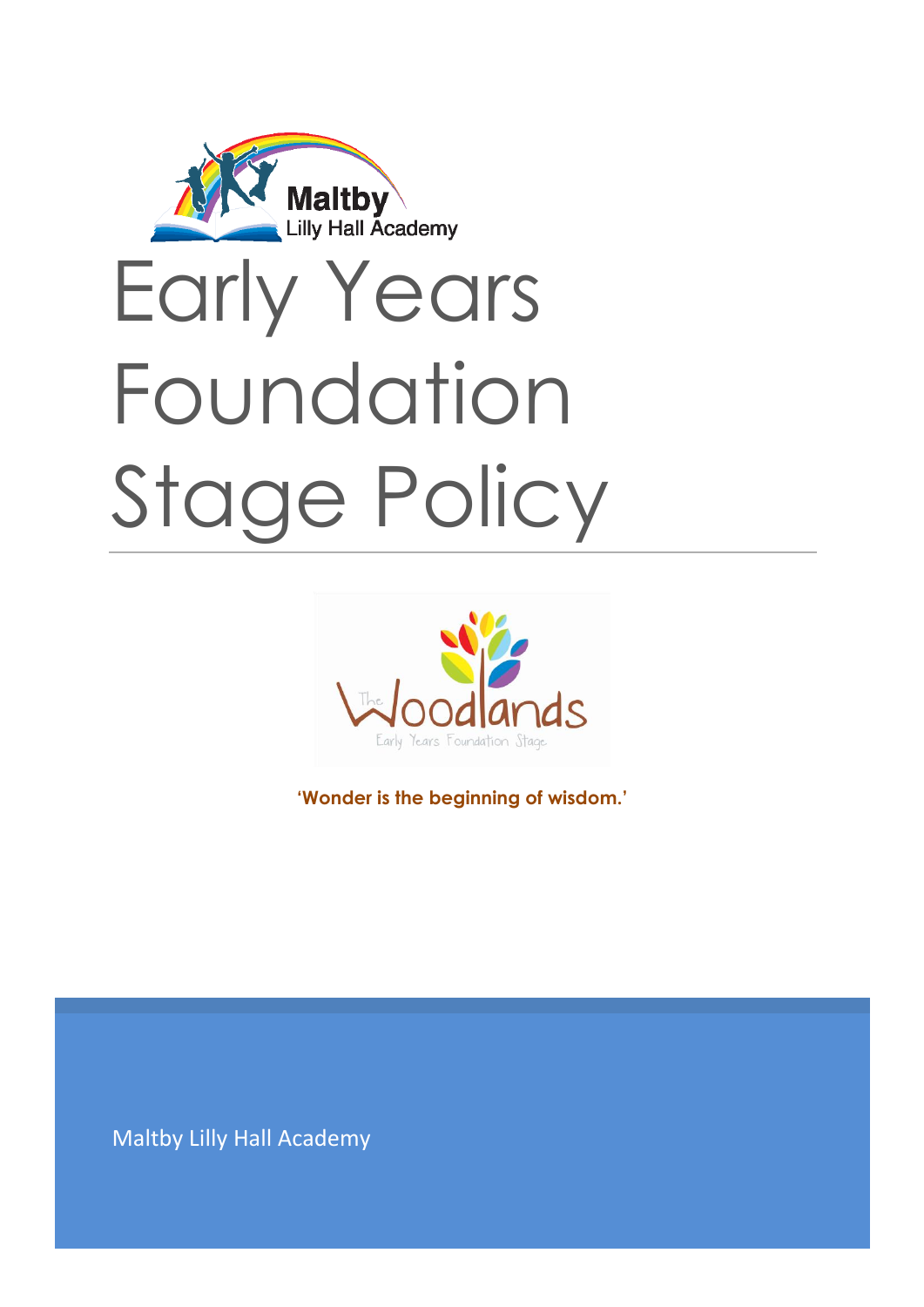Maltby
Lilly Hall Academy

# Early Years Foundation Stage Policy

The Woodlands
Early Years Foundation Stage

**'Wonder is the beginning of wisdom.'**

Maltby Lilly Hall Academy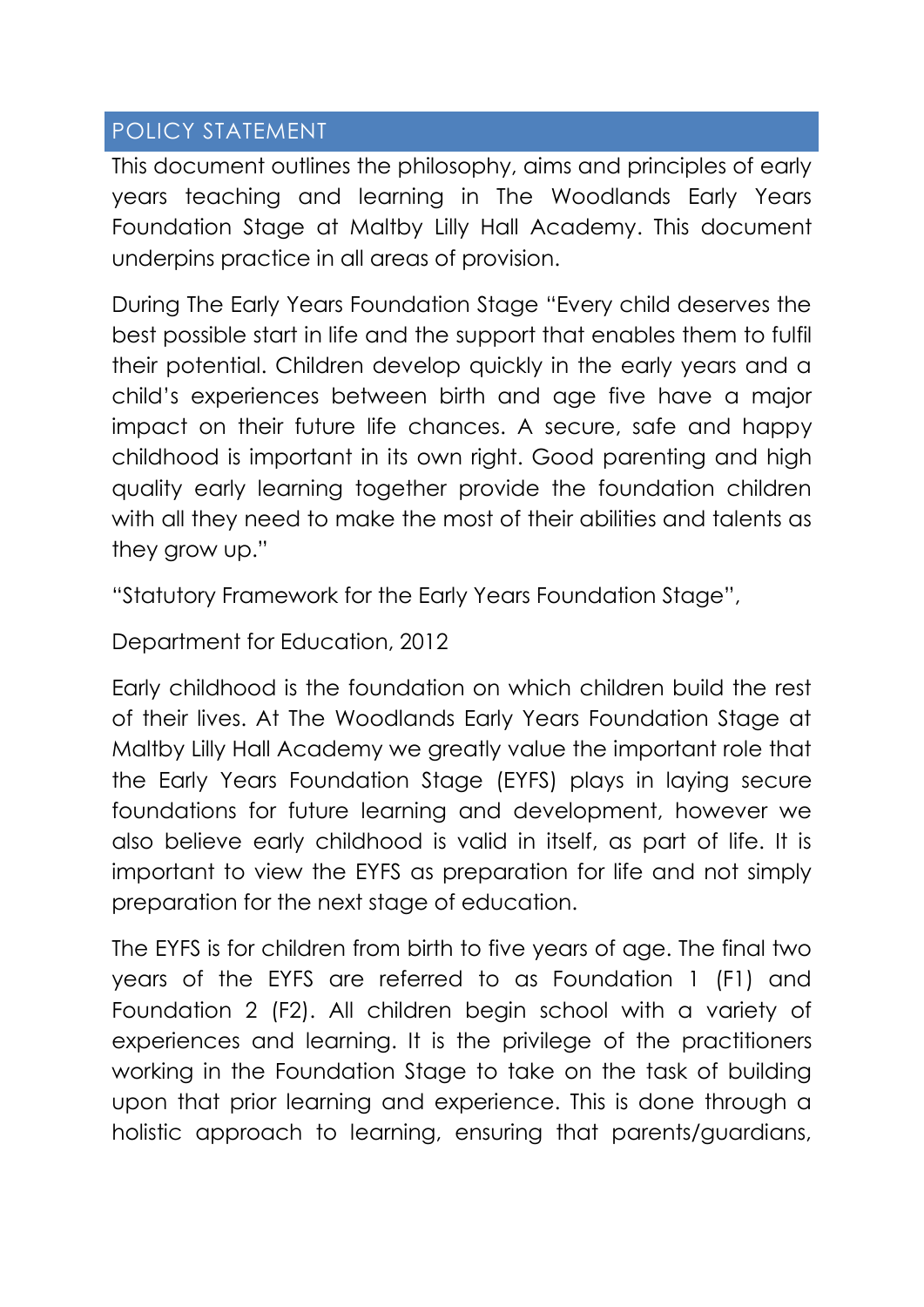## POLICY STATEMENT

This document outlines the philosophy, aims and principles of early years teaching and learning in The Woodlands Early Years Foundation Stage at Maltby Lilly Hall Academy. This document underpins practice in all areas of provision.

During The Early Years Foundation Stage "Every child deserves the best possible start in life and the support that enables them to fulfil their potential. Children develop quickly in the early years and a child's experiences between birth and age five have a major impact on their future life chances. A secure, safe and happy childhood is important in its own right. Good parenting and high quality early learning together provide the foundation children with all they need to make the most of their abilities and talents as they grow up."

"Statutory Framework for the Early Years Foundation Stage",

Department for Education, 2012

Early childhood is the foundation on which children build the rest of their lives. At The Woodlands Early Years Foundation Stage at Maltby Lilly Hall Academy we greatly value the important role that the Early Years Foundation Stage (EYFS) plays in laying secure foundations for future learning and development, however we also believe early childhood is valid in itself, as part of life. It is important to view the EYFS as preparation for life and not simply preparation for the next stage of education.

The EYFS is for children from birth to five years of age. The final two years of the EYFS are referred to as Foundation 1 (F1) and Foundation 2 (F2). All children begin school with a variety of experiences and learning. It is the privilege of the practitioners working in the Foundation Stage to take on the task of building upon that prior learning and experience. This is done through a holistic approach to learning, ensuring that parents/guardians,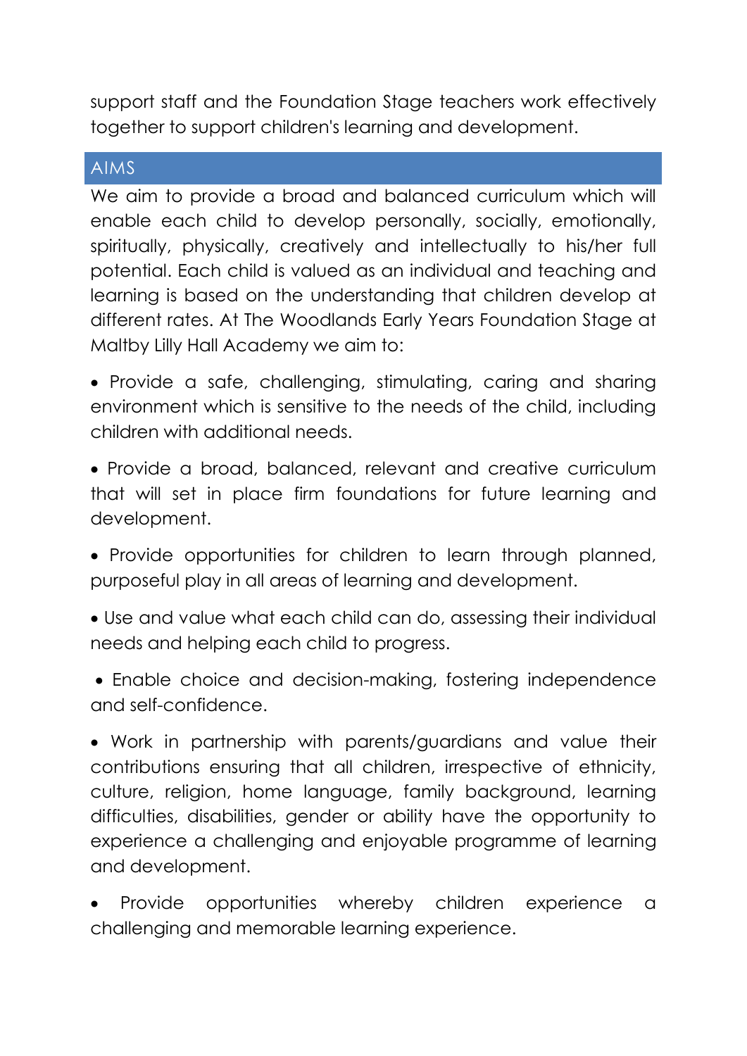support staff and the Foundation Stage teachers work effectively together to support children's learning and development.

## AIMS

We aim to provide a broad and balanced curriculum which will enable each child to develop personally, socially, emotionally, spiritually, physically, creatively and intellectually to his/her full potential. Each child is valued as an individual and teaching and learning is based on the understanding that children develop at different rates. At The Woodlands Early Years Foundation Stage at Maltby Lilly Hall Academy we aim to:

- Provide a safe, challenging, stimulating, caring and sharing environment which is sensitive to the needs of the child, including children with additional needs.
- Provide a broad, balanced, relevant and creative curriculum that will set in place firm foundations for future learning and development.
- Provide opportunities for children to learn through planned, purposeful play in all areas of learning and development.
- Use and value what each child can do, assessing their individual needs and helping each child to progress.
- Enable choice and decision-making, fostering independence and self-confidence.
- Work in partnership with parents/guardians and value their contributions ensuring that all children, irrespective of ethnicity, culture, religion, home language, family background, learning difficulties, disabilities, gender or ability have the opportunity to experience a challenging and enjoyable programme of learning and development.
- Provide opportunities whereby children experience a challenging and memorable learning experience.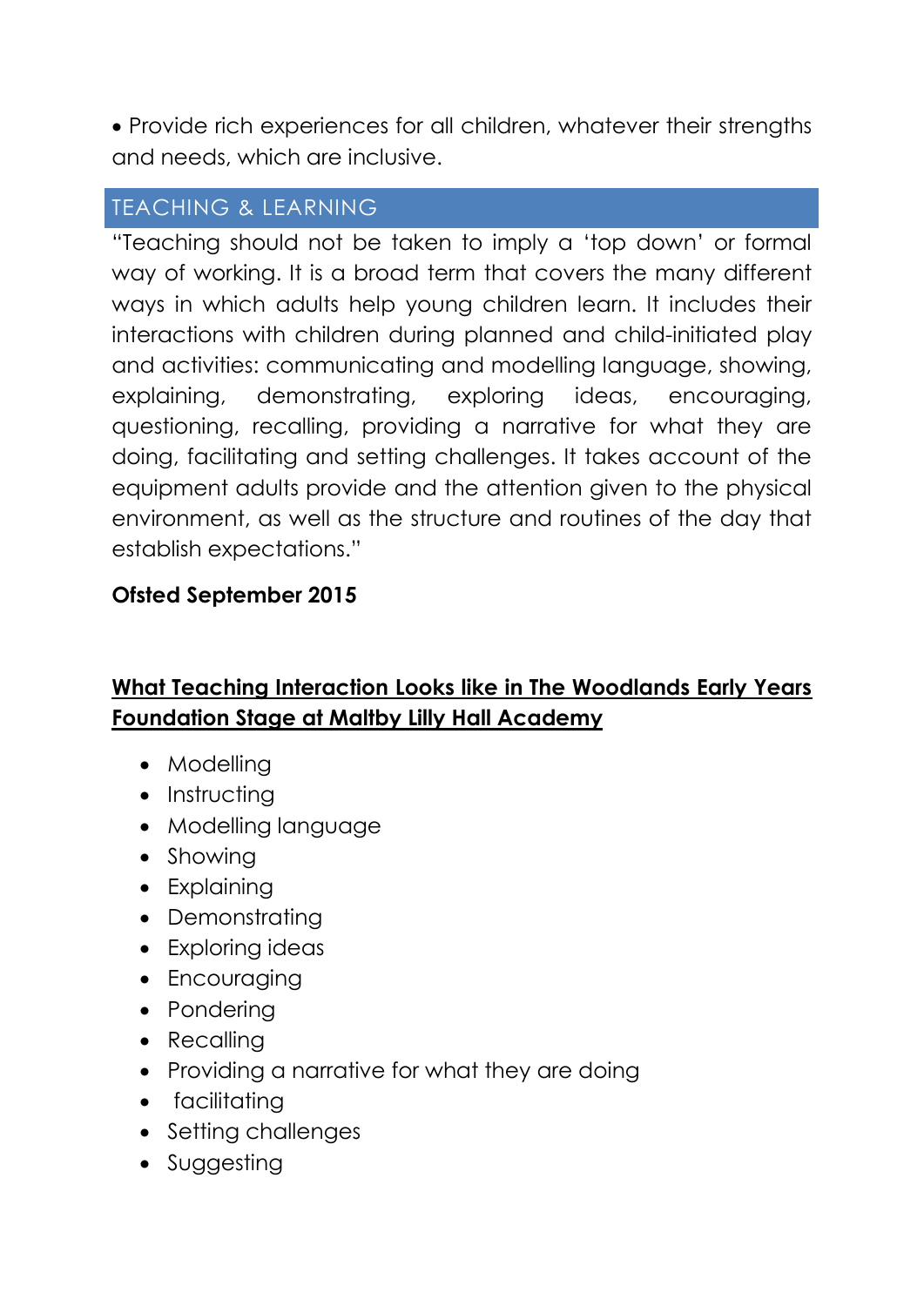- Provide rich experiences for all children, whatever their strengths and needs, which are inclusive.

## TEACHING & LEARNING

"Teaching should not be taken to imply a 'top down' or formal way of working. It is a broad term that covers the many different ways in which adults help young children learn. It includes their interactions with children during planned and child-initiated play and activities: communicating and modelling language, showing, explaining, demonstrating, exploring ideas, encouraging, questioning, recalling, providing a narrative for what they are doing, facilitating and setting challenges. It takes account of the equipment adults provide and the attention given to the physical environment, as well as the structure and routines of the day that establish expectations."

**Ofsted September 2015**

**<u>What Teaching Interaction Looks like in The Woodlands Early Years Foundation Stage at Maltby Lilly Hall Academy</u>**

- Modelling
- Instructing
- Modelling language
- Showing
- Explaining
- Demonstrating
- Exploring ideas
- Encouraging
- Pondering
- Recalling
- Providing a narrative for what they are doing
- facilitating
- Setting challenges
- Suggesting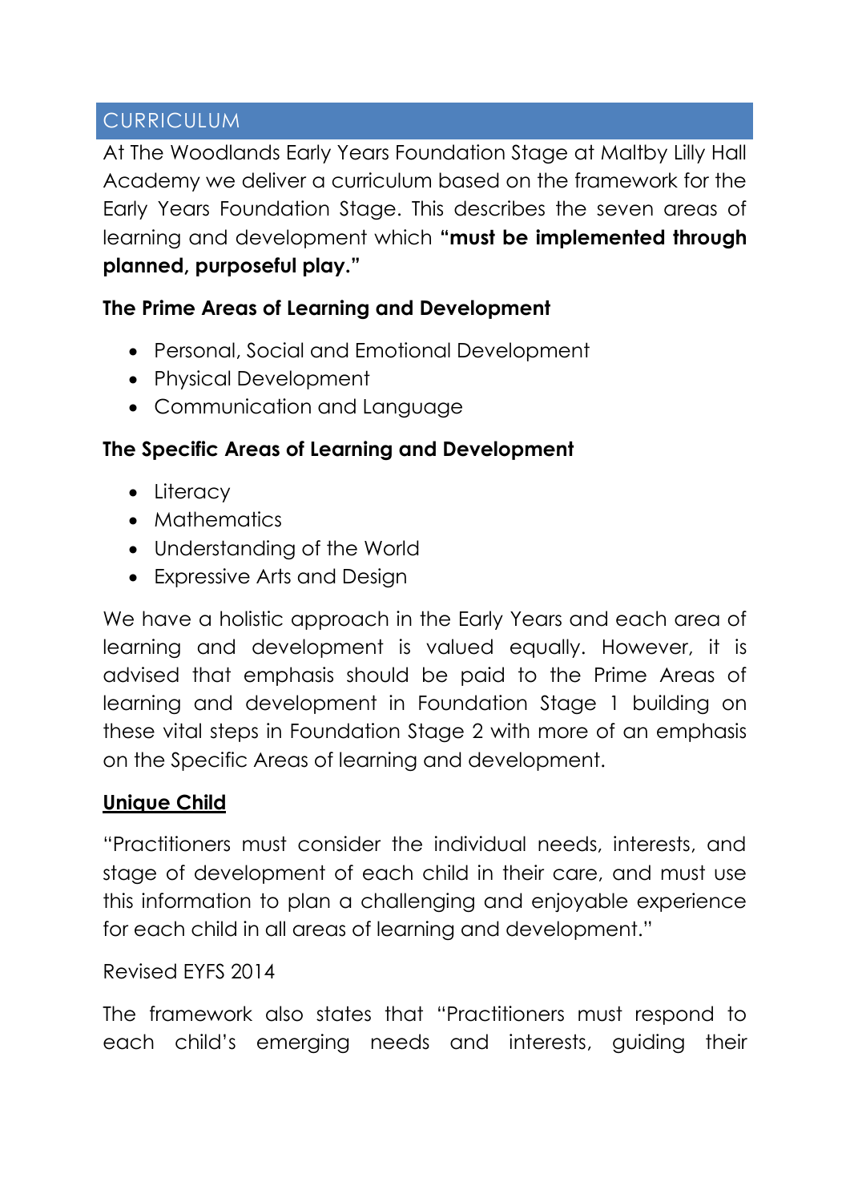## CURRICULUM

At The Woodlands Early Years Foundation Stage at Maltby Lilly Hall Academy we deliver a curriculum based on the framework for the Early Years Foundation Stage. This describes the seven areas of learning and development which **"must be implemented through planned, purposeful play."**

**The Prime Areas of Learning and Development**

- Personal, Social and Emotional Development
- Physical Development
- Communication and Language

**The Specific Areas of Learning and Development**

- Literacy
- Mathematics
- Understanding of the World
- Expressive Arts and Design

We have a holistic approach in the Early Years and each area of learning and development is valued equally. However, it is advised that emphasis should be paid to the Prime Areas of learning and development in Foundation Stage 1 building on these vital steps in Foundation Stage 2 with more of an emphasis on the Specific Areas of learning and development.

**Unique Child**

"Practitioners must consider the individual needs, interests, and stage of development of each child in their care, and must use this information to plan a challenging and enjoyable experience for each child in all areas of learning and development."

Revised EYFS 2014

The framework also states that "Practitioners must respond to each child's emerging needs and interests, guiding their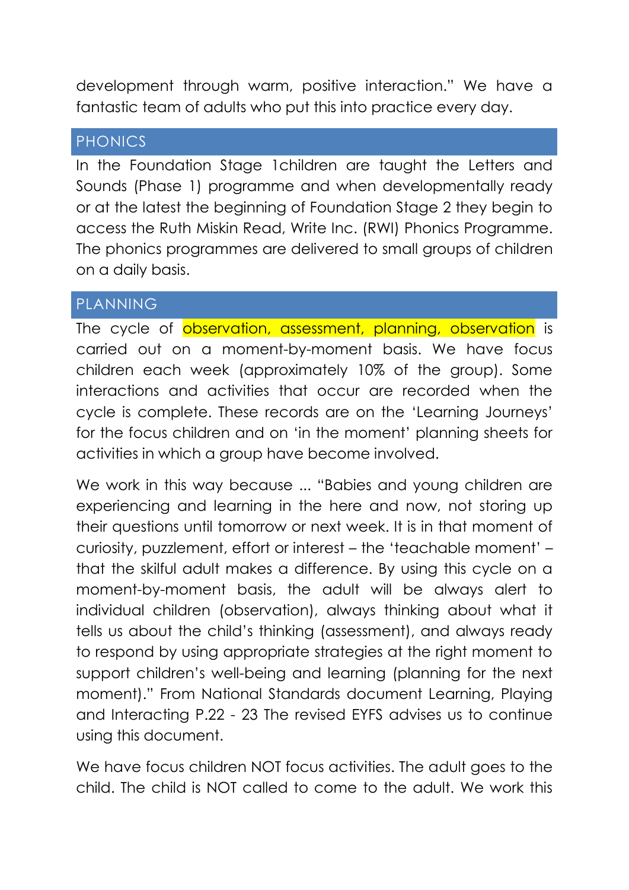development through warm, positive interaction." We have a fantastic team of adults who put this into practice every day.

## PHONICS

In the Foundation Stage 1children are taught the Letters and Sounds (Phase 1) programme and when developmentally ready or at the latest the beginning of Foundation Stage 2 they begin to access the Ruth Miskin Read, Write Inc. (RWI) Phonics Programme. The phonics programmes are delivered to small groups of children on a daily basis.

## PLANNING

The cycle of observation, assessment, planning, observation is carried out on a moment-by-moment basis. We have focus children each week (approximately 10% of the group). Some interactions and activities that occur are recorded when the cycle is complete. These records are on the 'Learning Journeys' for the focus children and on 'in the moment' planning sheets for activities in which a group have become involved.

We work in this way because ... "Babies and young children are experiencing and learning in the here and now, not storing up their questions until tomorrow or next week. It is in that moment of curiosity, puzzlement, effort or interest – the 'teachable moment' – that the skilful adult makes a difference. By using this cycle on a moment-by-moment basis, the adult will be always alert to individual children (observation), always thinking about what it tells us about the child's thinking (assessment), and always ready to respond by using appropriate strategies at the right moment to support children's well-being and learning (planning for the next moment)." From National Standards document Learning, Playing and Interacting P.22 - 23 The revised EYFS advises us to continue using this document.

We have focus children NOT focus activities. The adult goes to the child. The child is NOT called to come to the adult. We work this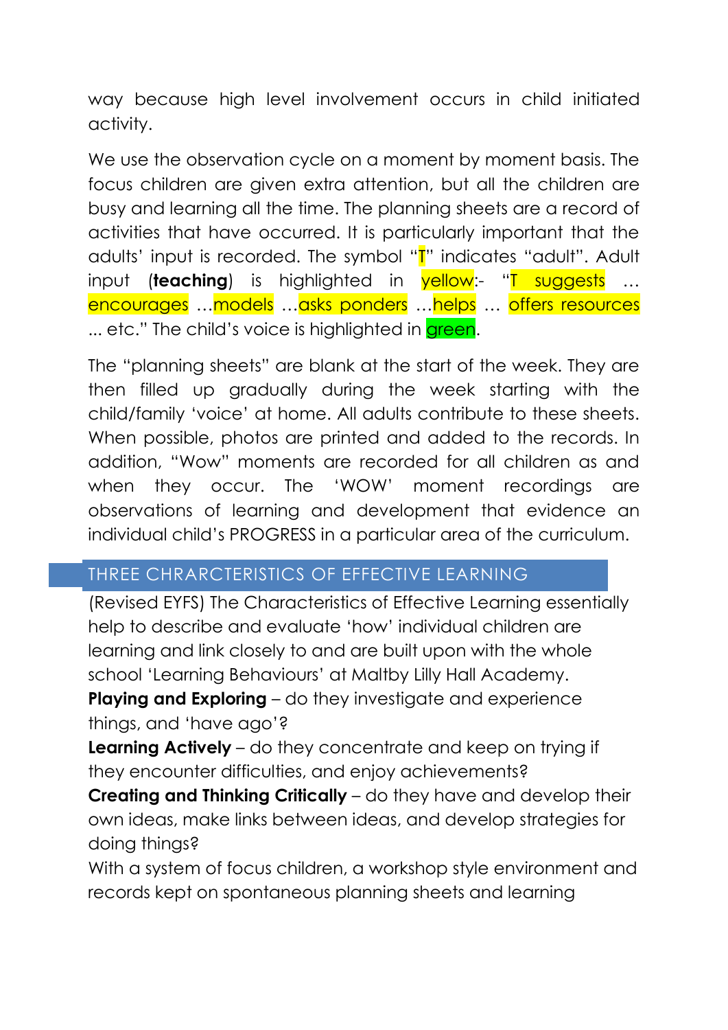way because high level involvement occurs in child initiated activity.

We use the observation cycle on a moment by moment basis. The focus children are given extra attention, but all the children are busy and learning all the time. The planning sheets are a record of activities that have occurred. It is particularly important that the adults' input is recorded. The symbol "T" indicates "adult". Adult input (**teaching**) is highlighted in yellow:- "T suggests … encourages …models …asks ponders …helps … offers resources ... etc." The child's voice is highlighted in green.

The "planning sheets" are blank at the start of the week. They are then filled up gradually during the week starting with the child/family 'voice' at home. All adults contribute to these sheets. When possible, photos are printed and added to the records. In addition, "Wow" moments are recorded for all children as and when they occur. The 'WOW' moment recordings are observations of learning and development that evidence an individual child's PROGRESS in a particular area of the curriculum.

## THREE CHRARCTERISTICS OF EFFECTIVE LEARNING

(Revised EYFS) The Characteristics of Effective Learning essentially help to describe and evaluate 'how' individual children are learning and link closely to and are built upon with the whole school 'Learning Behaviours' at Maltby Lilly Hall Academy.

**Playing and Exploring** – do they investigate and experience things, and 'have ago'?

**Learning Actively** – do they concentrate and keep on trying if they encounter difficulties, and enjoy achievements?

**Creating and Thinking Critically** – do they have and develop their own ideas, make links between ideas, and develop strategies for doing things?

With a system of focus children, a workshop style environment and records kept on spontaneous planning sheets and learning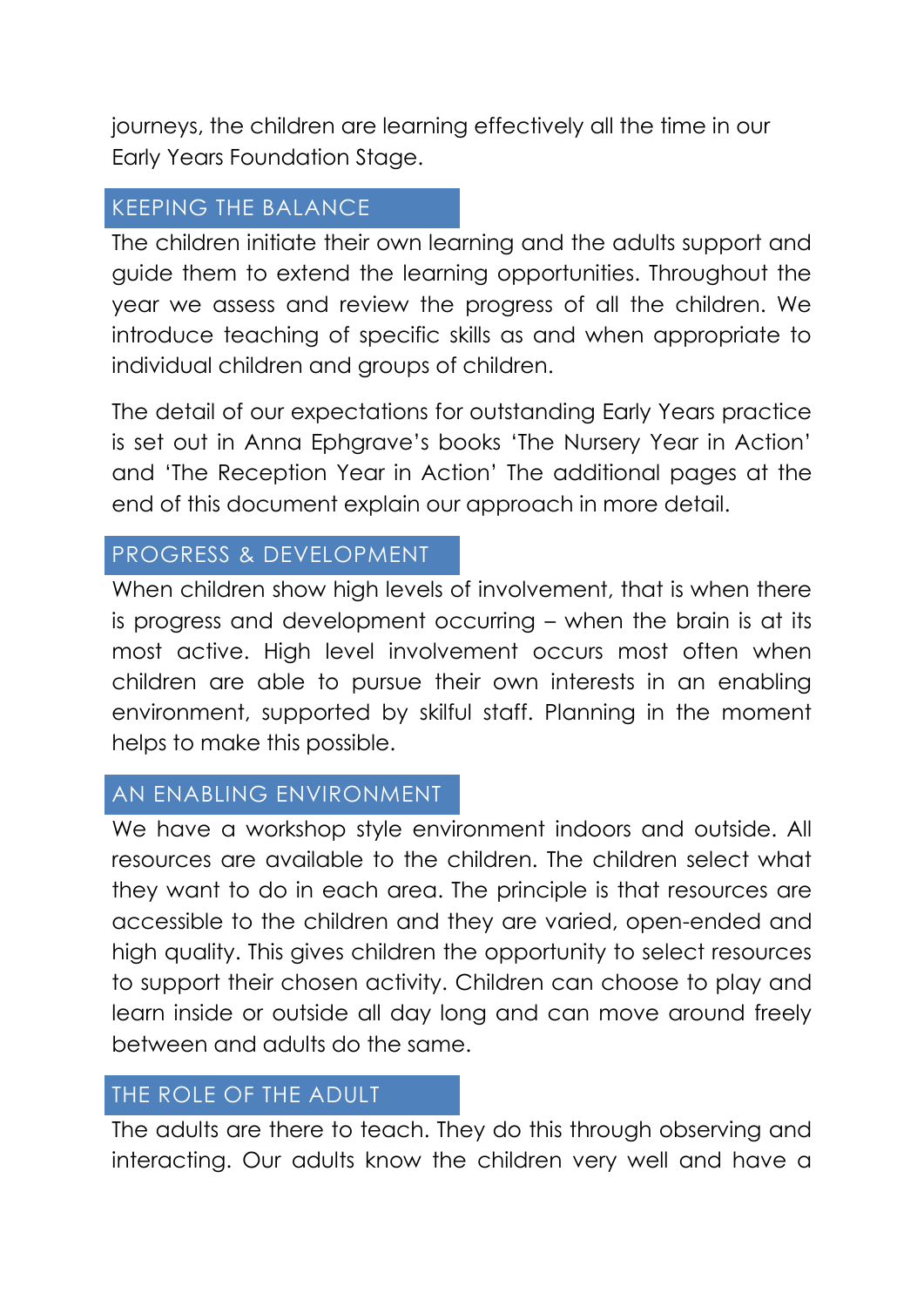journeys, the children are learning effectively all the time in our Early Years Foundation Stage.

## KEEPING THE BALANCE

The children initiate their own learning and the adults support and guide them to extend the learning opportunities. Throughout the year we assess and review the progress of all the children. We introduce teaching of specific skills as and when appropriate to individual children and groups of children.

The detail of our expectations for outstanding Early Years practice is set out in Anna Ephgrave's books 'The Nursery Year in Action' and 'The Reception Year in Action' The additional pages at the end of this document explain our approach in more detail.

## PROGRESS & DEVELOPMENT

When children show high levels of involvement, that is when there is progress and development occurring – when the brain is at its most active. High level involvement occurs most often when children are able to pursue their own interests in an enabling environment, supported by skilful staff. Planning in the moment helps to make this possible.

## AN ENABLING ENVIRONMENT

We have a workshop style environment indoors and outside. All resources are available to the children. The children select what they want to do in each area. The principle is that resources are accessible to the children and they are varied, open-ended and high quality. This gives children the opportunity to select resources to support their chosen activity. Children can choose to play and learn inside or outside all day long and can move around freely between and adults do the same.

## THE ROLE OF THE ADULT

The adults are there to teach. They do this through observing and interacting. Our adults know the children very well and have a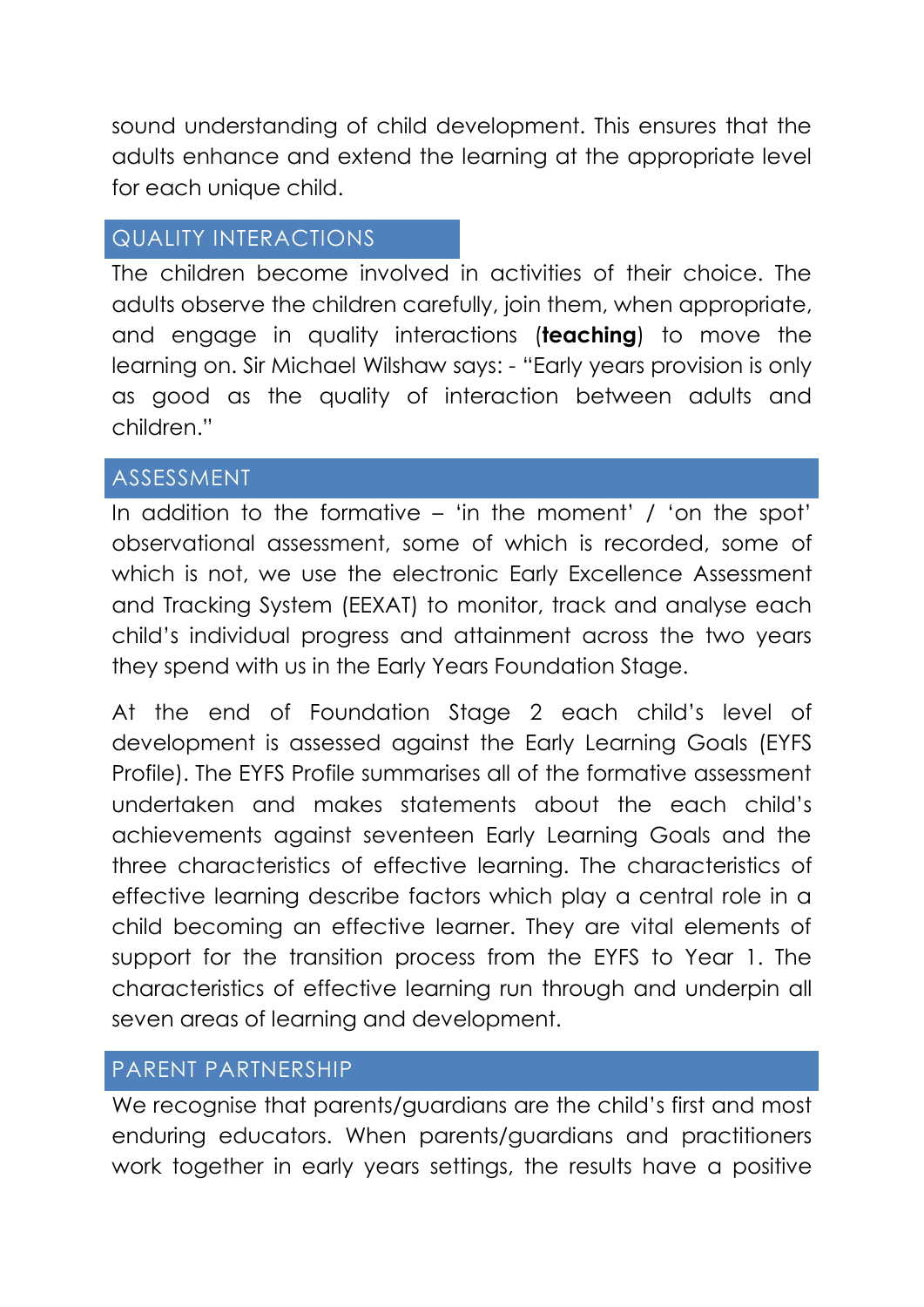sound understanding of child development. This ensures that the adults enhance and extend the learning at the appropriate level for each unique child.

## QUALITY INTERACTIONS

The children become involved in activities of their choice. The adults observe the children carefully, join them, when appropriate, and engage in quality interactions (**teaching**) to move the learning on. Sir Michael Wilshaw says: - "Early years provision is only as good as the quality of interaction between adults and children."

## ASSESSMENT

In addition to the formative – 'in the moment' / 'on the spot' observational assessment, some of which is recorded, some of which is not, we use the electronic Early Excellence Assessment and Tracking System (EEXAT) to monitor, track and analyse each child's individual progress and attainment across the two years they spend with us in the Early Years Foundation Stage.

At the end of Foundation Stage 2 each child's level of development is assessed against the Early Learning Goals (EYFS Profile). The EYFS Profile summarises all of the formative assessment undertaken and makes statements about the each child's achievements against seventeen Early Learning Goals and the three characteristics of effective learning. The characteristics of effective learning describe factors which play a central role in a child becoming an effective learner. They are vital elements of support for the transition process from the EYFS to Year 1. The characteristics of effective learning run through and underpin all seven areas of learning and development.

## PARENT PARTNERSHIP

We recognise that parents/guardians are the child's first and most enduring educators. When parents/guardians and practitioners work together in early years settings, the results have a positive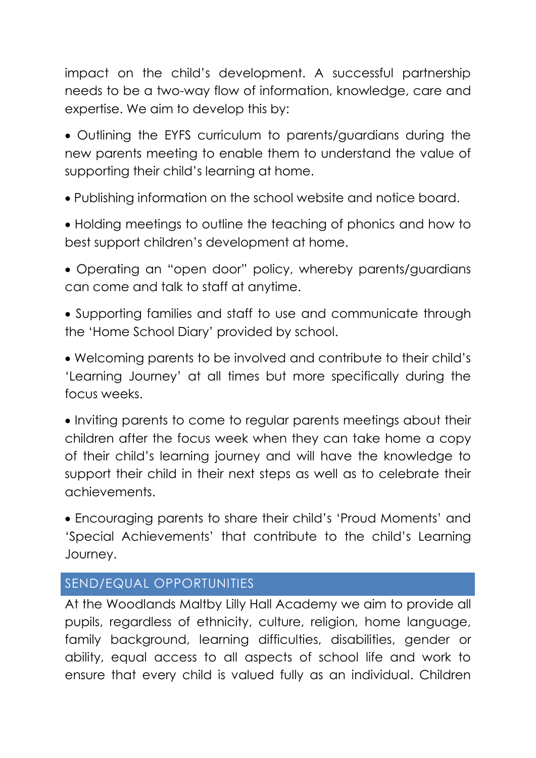impact on the child's development. A successful partnership needs to be a two-way flow of information, knowledge, care and expertise. We aim to develop this by:

- Outlining the EYFS curriculum to parents/guardians during the new parents meeting to enable them to understand the value of supporting their child's learning at home.
- Publishing information on the school website and notice board.
- Holding meetings to outline the teaching of phonics and how to best support children's development at home.
- Operating an "open door" policy, whereby parents/guardians can come and talk to staff at anytime.
- Supporting families and staff to use and communicate through the 'Home School Diary' provided by school.
- Welcoming parents to be involved and contribute to their child's 'Learning Journey' at all times but more specifically during the focus weeks.
- Inviting parents to come to regular parents meetings about their children after the focus week when they can take home a copy of their child's learning journey and will have the knowledge to support their child in their next steps as well as to celebrate their achievements.
- Encouraging parents to share their child's 'Proud Moments' and 'Special Achievements' that contribute to the child's Learning Journey.

## SEND/EQUAL OPPORTUNITIES

At the Woodlands Maltby Lilly Hall Academy we aim to provide all pupils, regardless of ethnicity, culture, religion, home language, family background, learning difficulties, disabilities, gender or ability, equal access to all aspects of school life and work to ensure that every child is valued fully as an individual. Children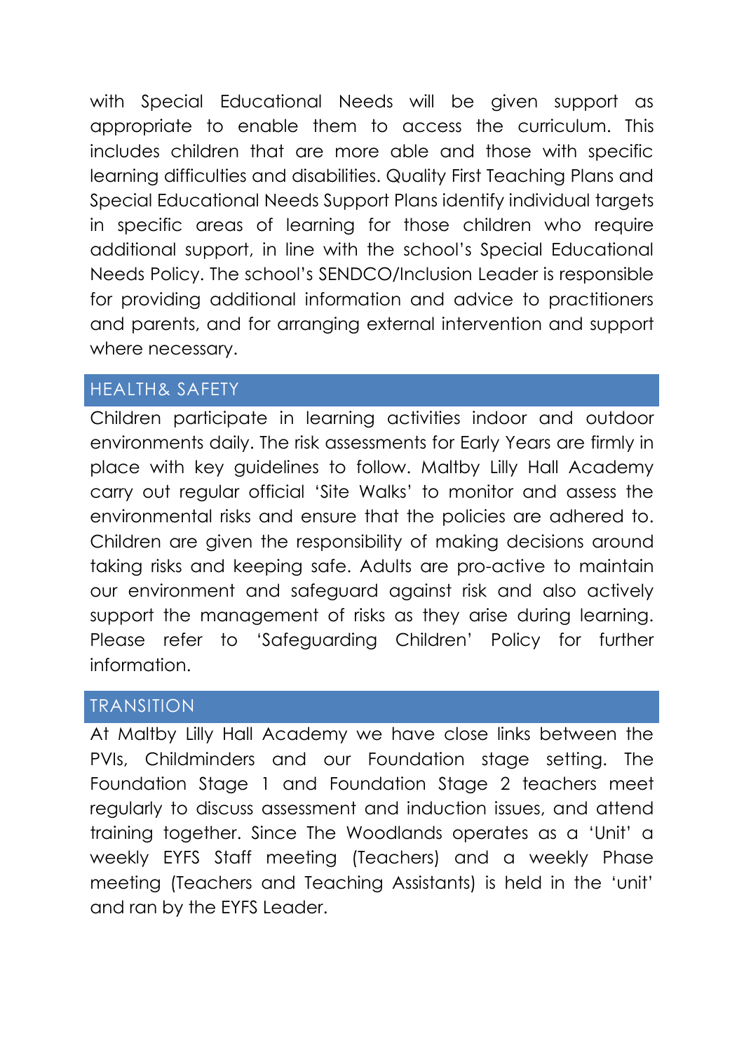with Special Educational Needs will be given support as appropriate to enable them to access the curriculum. This includes children that are more able and those with specific learning difficulties and disabilities. Quality First Teaching Plans and Special Educational Needs Support Plans identify individual targets in specific areas of learning for those children who require additional support, in line with the school's Special Educational Needs Policy. The school's SENDCO/Inclusion Leader is responsible for providing additional information and advice to practitioners and parents, and for arranging external intervention and support where necessary.

## HEALTH& SAFETY

Children participate in learning activities indoor and outdoor environments daily. The risk assessments for Early Years are firmly in place with key guidelines to follow. Maltby Lilly Hall Academy carry out regular official 'Site Walks' to monitor and assess the environmental risks and ensure that the policies are adhered to. Children are given the responsibility of making decisions around taking risks and keeping safe. Adults are pro-active to maintain our environment and safeguard against risk and also actively support the management of risks as they arise during learning. Please refer to 'Safeguarding Children' Policy for further information.

## TRANSITION

At Maltby Lilly Hall Academy we have close links between the PVIs, Childminders and our Foundation stage setting. The Foundation Stage 1 and Foundation Stage 2 teachers meet regularly to discuss assessment and induction issues, and attend training together. Since The Woodlands operates as a 'Unit' a weekly EYFS Staff meeting (Teachers) and a weekly Phase meeting (Teachers and Teaching Assistants) is held in the 'unit' and ran by the EYFS Leader.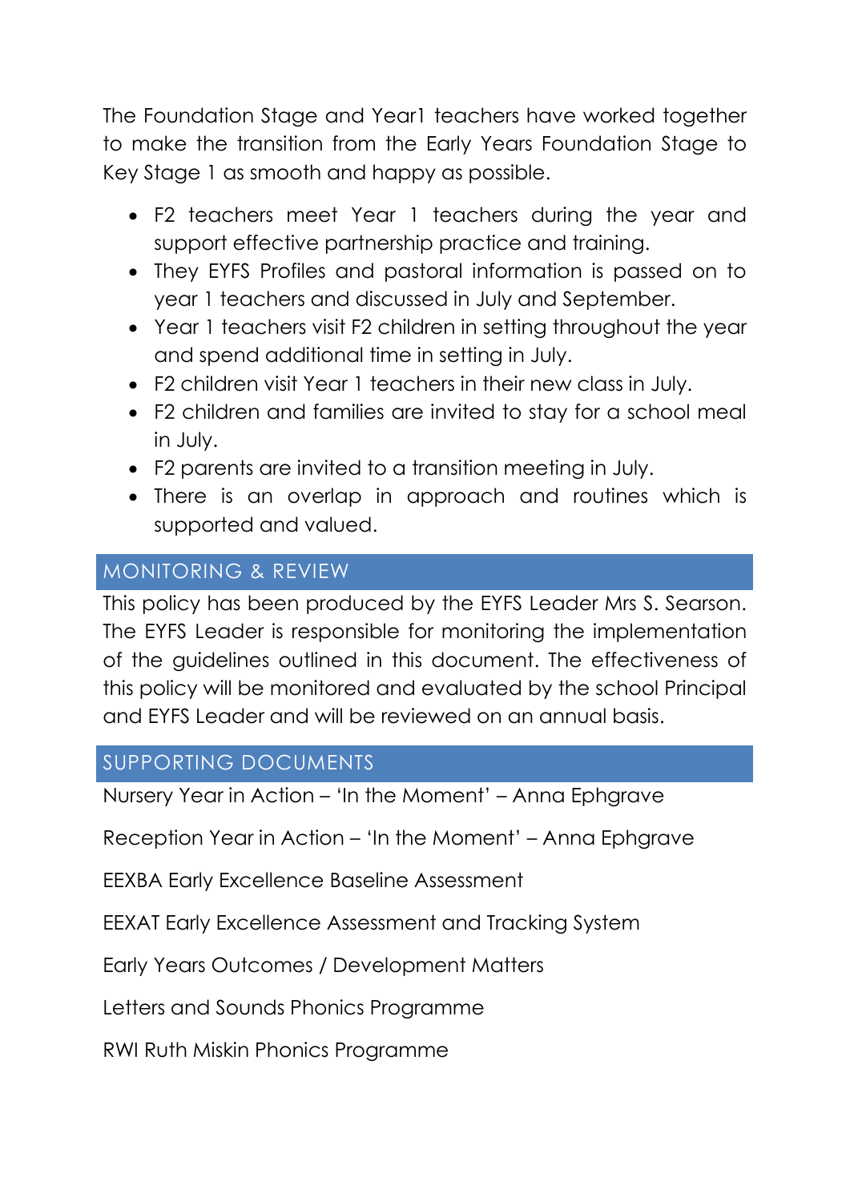The Foundation Stage and Year1 teachers have worked together to make the transition from the Early Years Foundation Stage to Key Stage 1 as smooth and happy as possible.

- F2 teachers meet Year 1 teachers during the year and support effective partnership practice and training.
- They EYFS Profiles and pastoral information is passed on to year 1 teachers and discussed in July and September.
- Year 1 teachers visit F2 children in setting throughout the year and spend additional time in setting in July.
- F2 children visit Year 1 teachers in their new class in July.
- F2 children and families are invited to stay for a school meal in July.
- F2 parents are invited to a transition meeting in July.
- There is an overlap in approach and routines which is supported and valued.

## MONITORING & REVIEW

This policy has been produced by the EYFS Leader Mrs S. Searson. The EYFS Leader is responsible for monitoring the implementation of the guidelines outlined in this document. The effectiveness of this policy will be monitored and evaluated by the school Principal and EYFS Leader and will be reviewed on an annual basis.

## SUPPORTING DOCUMENTS

Nursery Year in Action – 'In the Moment' – Anna Ephgrave

Reception Year in Action – 'In the Moment' – Anna Ephgrave

EEXBA Early Excellence Baseline Assessment

EEXAT Early Excellence Assessment and Tracking System

Early Years Outcomes / Development Matters

Letters and Sounds Phonics Programme

RWI Ruth Miskin Phonics Programme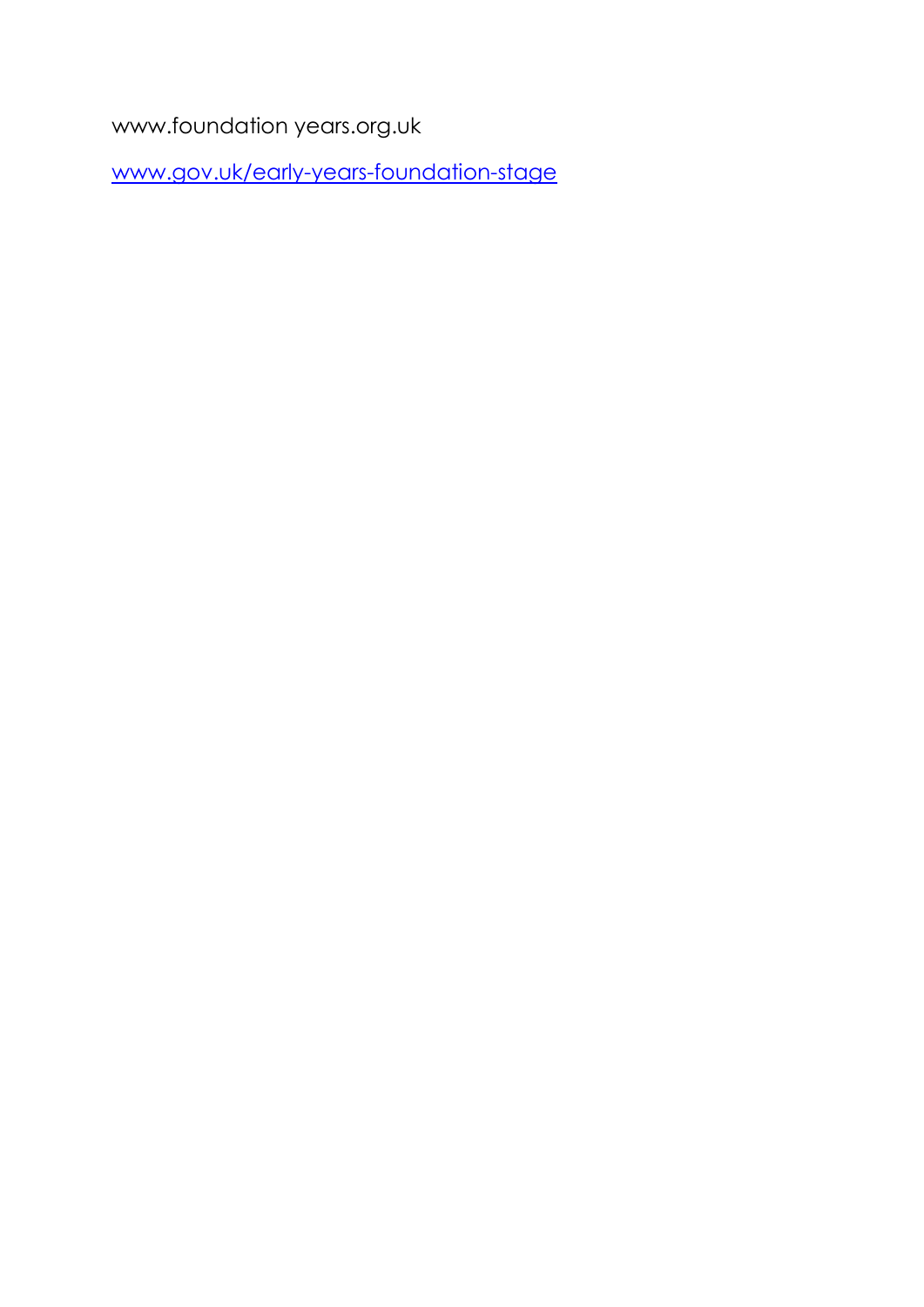www.foundation years.org.uk

[www.gov.uk/early-years-foundation-stage](http://www.gov.uk/early-years-foundation-stage)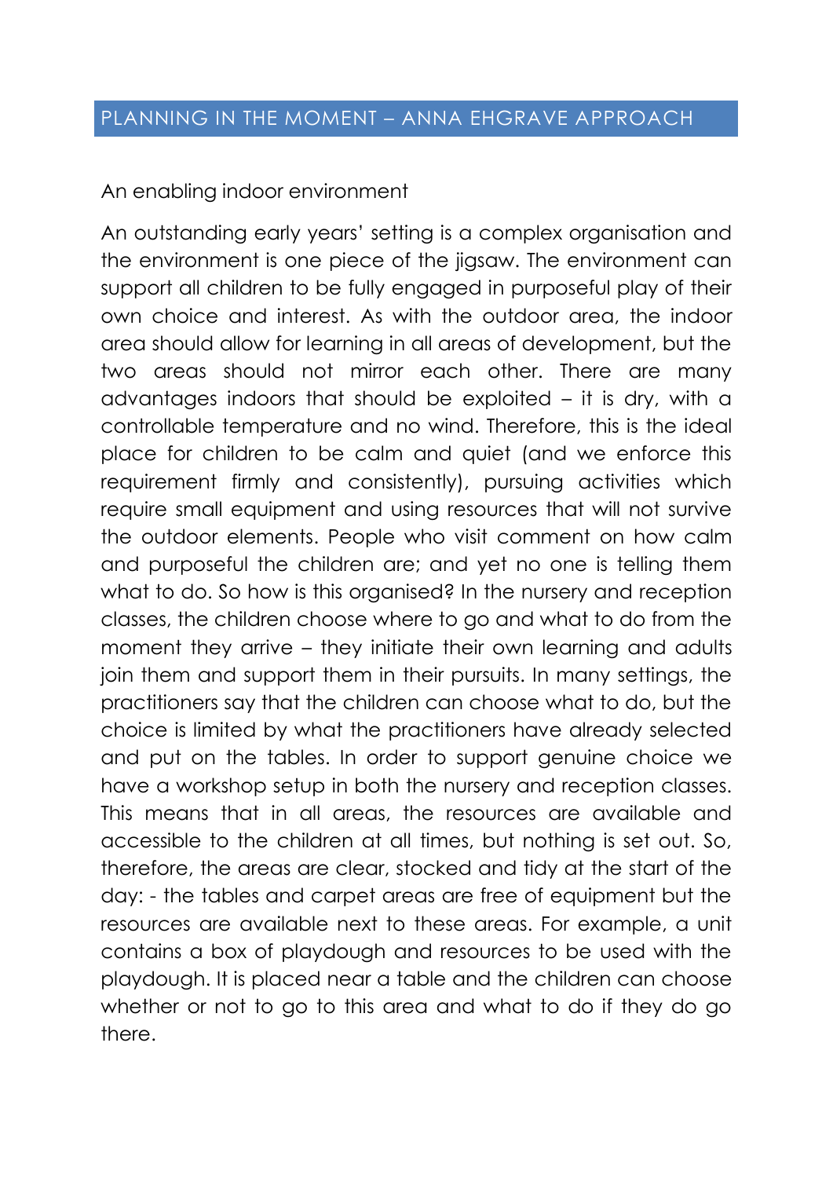## PLANNING IN THE MOMENT – ANNA EHGRAVE APPROACH

An enabling indoor environment

An outstanding early years' setting is a complex organisation and the environment is one piece of the jigsaw. The environment can support all children to be fully engaged in purposeful play of their own choice and interest. As with the outdoor area, the indoor area should allow for learning in all areas of development, but the two areas should not mirror each other. There are many advantages indoors that should be exploited – it is dry, with a controllable temperature and no wind. Therefore, this is the ideal place for children to be calm and quiet (and we enforce this requirement firmly and consistently), pursuing activities which require small equipment and using resources that will not survive the outdoor elements. People who visit comment on how calm and purposeful the children are; and yet no one is telling them what to do. So how is this organised? In the nursery and reception classes, the children choose where to go and what to do from the moment they arrive – they initiate their own learning and adults join them and support them in their pursuits. In many settings, the practitioners say that the children can choose what to do, but the choice is limited by what the practitioners have already selected and put on the tables. In order to support genuine choice we have a workshop setup in both the nursery and reception classes. This means that in all areas, the resources are available and accessible to the children at all times, but nothing is set out. So, therefore, the areas are clear, stocked and tidy at the start of the day: - the tables and carpet areas are free of equipment but the resources are available next to these areas. For example, a unit contains a box of playdough and resources to be used with the playdough. It is placed near a table and the children can choose whether or not to go to this area and what to do if they do go there.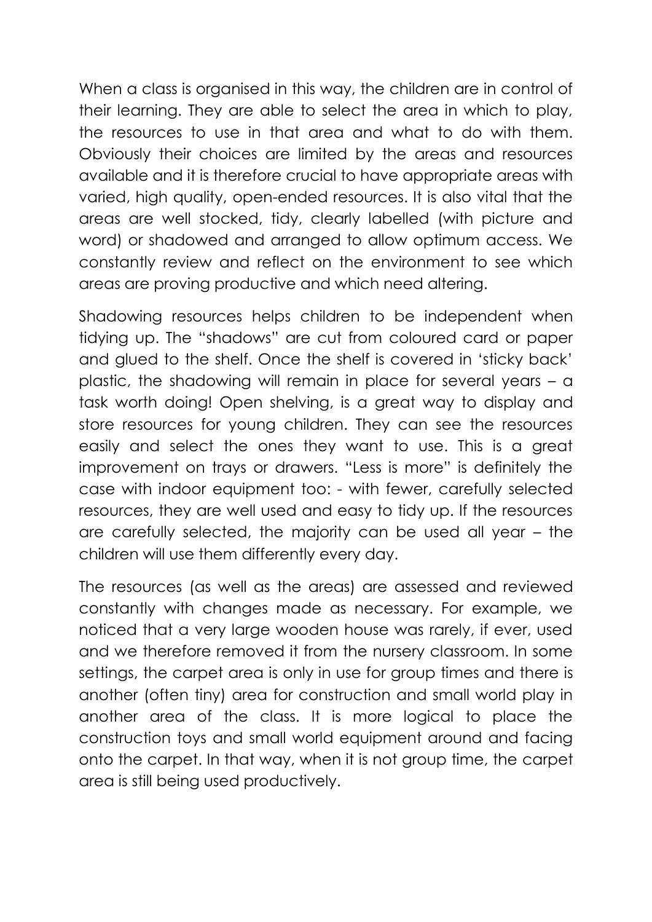When a class is organised in this way, the children are in control of their learning. They are able to select the area in which to play, the resources to use in that area and what to do with them. Obviously their choices are limited by the areas and resources available and it is therefore crucial to have appropriate areas with varied, high quality, open-ended resources. It is also vital that the areas are well stocked, tidy, clearly labelled (with picture and word) or shadowed and arranged to allow optimum access. We constantly review and reflect on the environment to see which areas are proving productive and which need altering.

Shadowing resources helps children to be independent when tidying up. The "shadows" are cut from coloured card or paper and glued to the shelf. Once the shelf is covered in 'sticky back' plastic, the shadowing will remain in place for several years – a task worth doing! Open shelving, is a great way to display and store resources for young children. They can see the resources easily and select the ones they want to use. This is a great improvement on trays or drawers. "Less is more" is definitely the case with indoor equipment too: - with fewer, carefully selected resources, they are well used and easy to tidy up. If the resources are carefully selected, the majority can be used all year – the children will use them differently every day.

The resources (as well as the areas) are assessed and reviewed constantly with changes made as necessary. For example, we noticed that a very large wooden house was rarely, if ever, used and we therefore removed it from the nursery classroom. In some settings, the carpet area is only in use for group times and there is another (often tiny) area for construction and small world play in another area of the class. It is more logical to place the construction toys and small world equipment around and facing onto the carpet. In that way, when it is not group time, the carpet area is still being used productively.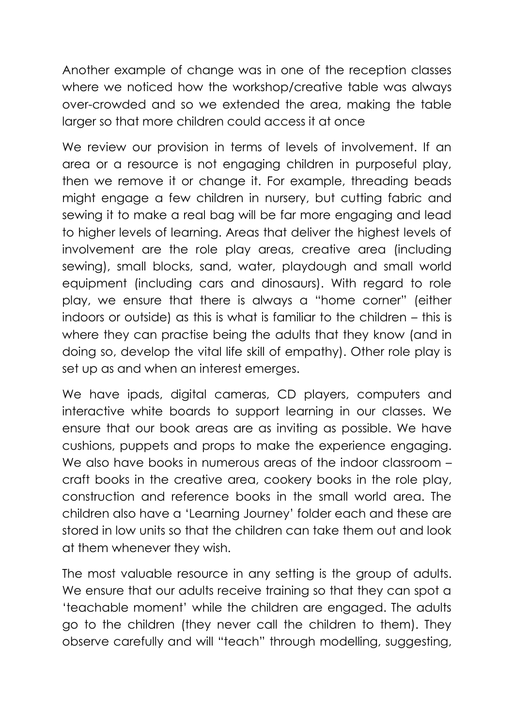Another example of change was in one of the reception classes where we noticed how the workshop/creative table was always over-crowded and so we extended the area, making the table larger so that more children could access it at once

We review our provision in terms of levels of involvement. If an area or a resource is not engaging children in purposeful play, then we remove it or change it. For example, threading beads might engage a few children in nursery, but cutting fabric and sewing it to make a real bag will be far more engaging and lead to higher levels of learning. Areas that deliver the highest levels of involvement are the role play areas, creative area (including sewing), small blocks, sand, water, playdough and small world equipment (including cars and dinosaurs). With regard to role play, we ensure that there is always a "home corner" (either indoors or outside) as this is what is familiar to the children – this is where they can practise being the adults that they know (and in doing so, develop the vital life skill of empathy). Other role play is set up as and when an interest emerges.

We have ipads, digital cameras, CD players, computers and interactive white boards to support learning in our classes. We ensure that our book areas are as inviting as possible. We have cushions, puppets and props to make the experience engaging. We also have books in numerous areas of the indoor classroom – craft books in the creative area, cookery books in the role play, construction and reference books in the small world area. The children also have a 'Learning Journey' folder each and these are stored in low units so that the children can take them out and look at them whenever they wish.

The most valuable resource in any setting is the group of adults. We ensure that our adults receive training so that they can spot a 'teachable moment' while the children are engaged. The adults go to the children (they never call the children to them). They observe carefully and will "teach" through modelling, suggesting,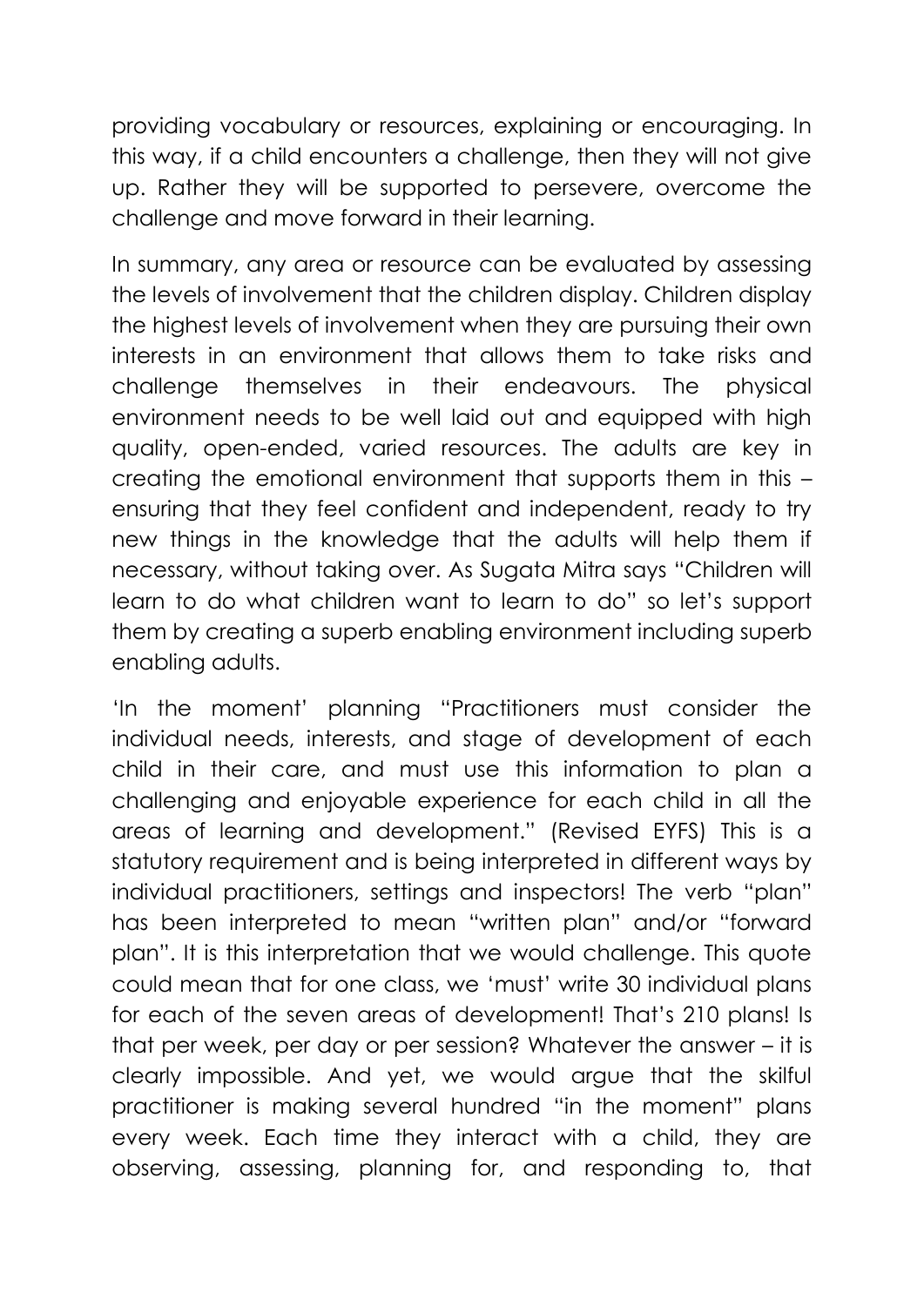providing vocabulary or resources, explaining or encouraging. In this way, if a child encounters a challenge, then they will not give up. Rather they will be supported to persevere, overcome the challenge and move forward in their learning.

In summary, any area or resource can be evaluated by assessing the levels of involvement that the children display. Children display the highest levels of involvement when they are pursuing their own interests in an environment that allows them to take risks and challenge themselves in their endeavours. The physical environment needs to be well laid out and equipped with high quality, open-ended, varied resources. The adults are key in creating the emotional environment that supports them in this – ensuring that they feel confident and independent, ready to try new things in the knowledge that the adults will help them if necessary, without taking over. As Sugata Mitra says "Children will learn to do what children want to learn to do" so let's support them by creating a superb enabling environment including superb enabling adults.

'In the moment' planning "Practitioners must consider the individual needs, interests, and stage of development of each child in their care, and must use this information to plan a challenging and enjoyable experience for each child in all the areas of learning and development." (Revised EYFS) This is a statutory requirement and is being interpreted in different ways by individual practitioners, settings and inspectors! The verb "plan" has been interpreted to mean "written plan" and/or "forward plan". It is this interpretation that we would challenge. This quote could mean that for one class, we 'must' write 30 individual plans for each of the seven areas of development! That's 210 plans! Is that per week, per day or per session? Whatever the answer – it is clearly impossible. And yet, we would argue that the skilful practitioner is making several hundred "in the moment" plans every week. Each time they interact with a child, they are observing, assessing, planning for, and responding to, that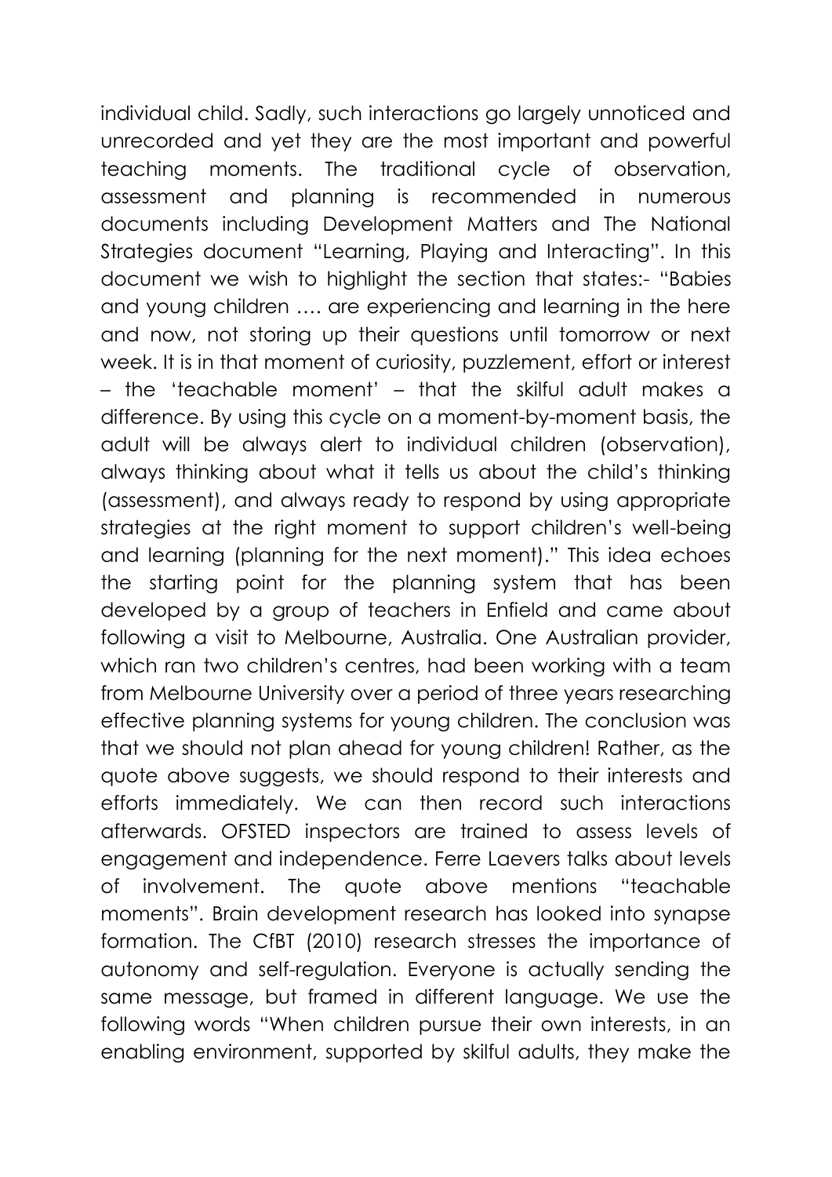individual child. Sadly, such interactions go largely unnoticed and unrecorded and yet they are the most important and powerful teaching moments. The traditional cycle of observation, assessment and planning is recommended in numerous documents including Development Matters and The National Strategies document "Learning, Playing and Interacting". In this document we wish to highlight the section that states:- "Babies and young children …. are experiencing and learning in the here and now, not storing up their questions until tomorrow or next week. It is in that moment of curiosity, puzzlement, effort or interest – the 'teachable moment' – that the skilful adult makes a difference. By using this cycle on a moment-by-moment basis, the adult will be always alert to individual children (observation), always thinking about what it tells us about the child's thinking (assessment), and always ready to respond by using appropriate strategies at the right moment to support children's well-being and learning (planning for the next moment)." This idea echoes the starting point for the planning system that has been developed by a group of teachers in Enfield and came about following a visit to Melbourne, Australia. One Australian provider, which ran two children's centres, had been working with a team from Melbourne University over a period of three years researching effective planning systems for young children. The conclusion was that we should not plan ahead for young children! Rather, as the quote above suggests, we should respond to their interests and efforts immediately. We can then record such interactions afterwards. OFSTED inspectors are trained to assess levels of engagement and independence. Ferre Laevers talks about levels of involvement. The quote above mentions "teachable moments". Brain development research has looked into synapse formation. The CfBT (2010) research stresses the importance of autonomy and self-regulation. Everyone is actually sending the same message, but framed in different language. We use the following words "When children pursue their own interests, in an enabling environment, supported by skilful adults, they make the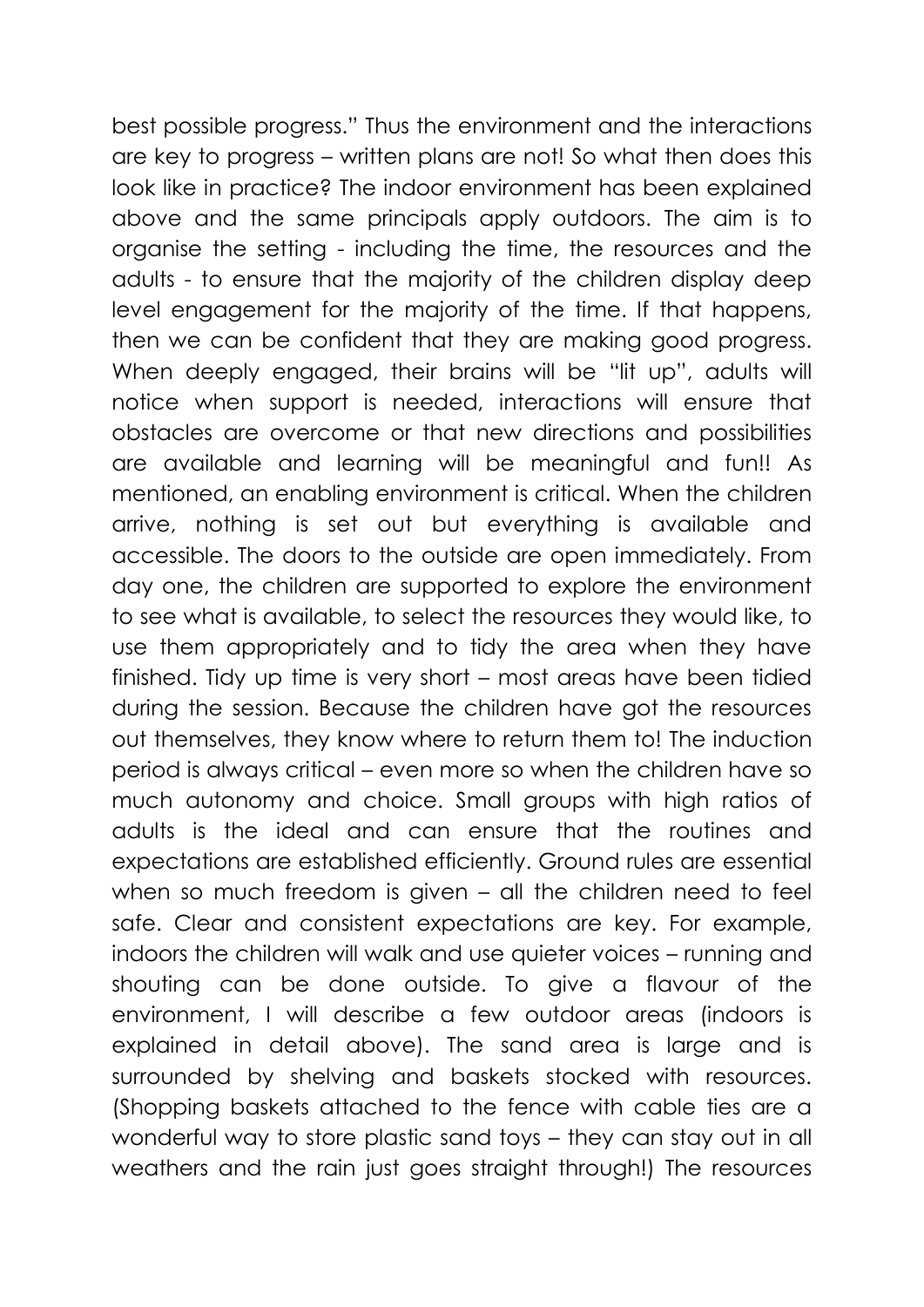best possible progress." Thus the environment and the interactions are key to progress – written plans are not! So what then does this look like in practice? The indoor environment has been explained above and the same principals apply outdoors. The aim is to organise the setting - including the time, the resources and the adults - to ensure that the majority of the children display deep level engagement for the majority of the time. If that happens, then we can be confident that they are making good progress. When deeply engaged, their brains will be "lit up", adults will notice when support is needed, interactions will ensure that obstacles are overcome or that new directions and possibilities are available and learning will be meaningful and fun!! As mentioned, an enabling environment is critical. When the children arrive, nothing is set out but everything is available and accessible. The doors to the outside are open immediately. From day one, the children are supported to explore the environment to see what is available, to select the resources they would like, to use them appropriately and to tidy the area when they have finished. Tidy up time is very short – most areas have been tidied during the session. Because the children have got the resources out themselves, they know where to return them to! The induction period is always critical – even more so when the children have so much autonomy and choice. Small groups with high ratios of adults is the ideal and can ensure that the routines and expectations are established efficiently. Ground rules are essential when so much freedom is given – all the children need to feel safe. Clear and consistent expectations are key. For example, indoors the children will walk and use quieter voices – running and shouting can be done outside. To give a flavour of the environment, I will describe a few outdoor areas (indoors is explained in detail above). The sand area is large and is surrounded by shelving and baskets stocked with resources. (Shopping baskets attached to the fence with cable ties are a wonderful way to store plastic sand toys – they can stay out in all weathers and the rain just goes straight through!) The resources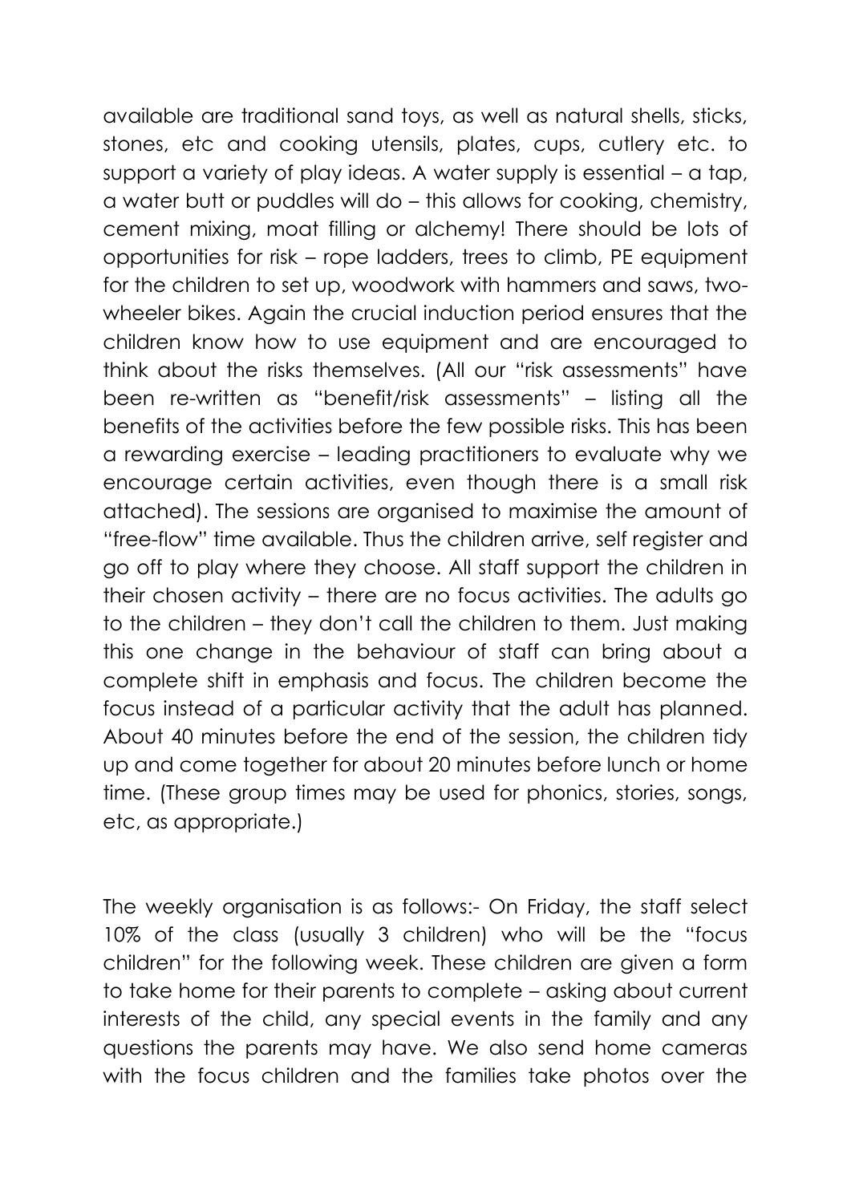available are traditional sand toys, as well as natural shells, sticks, stones, etc and cooking utensils, plates, cups, cutlery etc. to support a variety of play ideas. A water supply is essential – a tap, a water butt or puddles will do – this allows for cooking, chemistry, cement mixing, moat filling or alchemy! There should be lots of opportunities for risk – rope ladders, trees to climb, PE equipment for the children to set up, woodwork with hammers and saws, two-wheeler bikes. Again the crucial induction period ensures that the children know how to use equipment and are encouraged to think about the risks themselves. (All our "risk assessments" have been re-written as "benefit/risk assessments" – listing all the benefits of the activities before the few possible risks. This has been a rewarding exercise – leading practitioners to evaluate why we encourage certain activities, even though there is a small risk attached). The sessions are organised to maximise the amount of "free-flow" time available. Thus the children arrive, self register and go off to play where they choose. All staff support the children in their chosen activity – there are no focus activities. The adults go to the children – they don't call the children to them. Just making this one change in the behaviour of staff can bring about a complete shift in emphasis and focus. The children become the focus instead of a particular activity that the adult has planned. About 40 minutes before the end of the session, the children tidy up and come together for about 20 minutes before lunch or home time. (These group times may be used for phonics, stories, songs, etc, as appropriate.)

The weekly organisation is as follows:- On Friday, the staff select 10% of the class (usually 3 children) who will be the "focus children" for the following week. These children are given a form to take home for their parents to complete – asking about current interests of the child, any special events in the family and any questions the parents may have. We also send home cameras with the focus children and the families take photos over the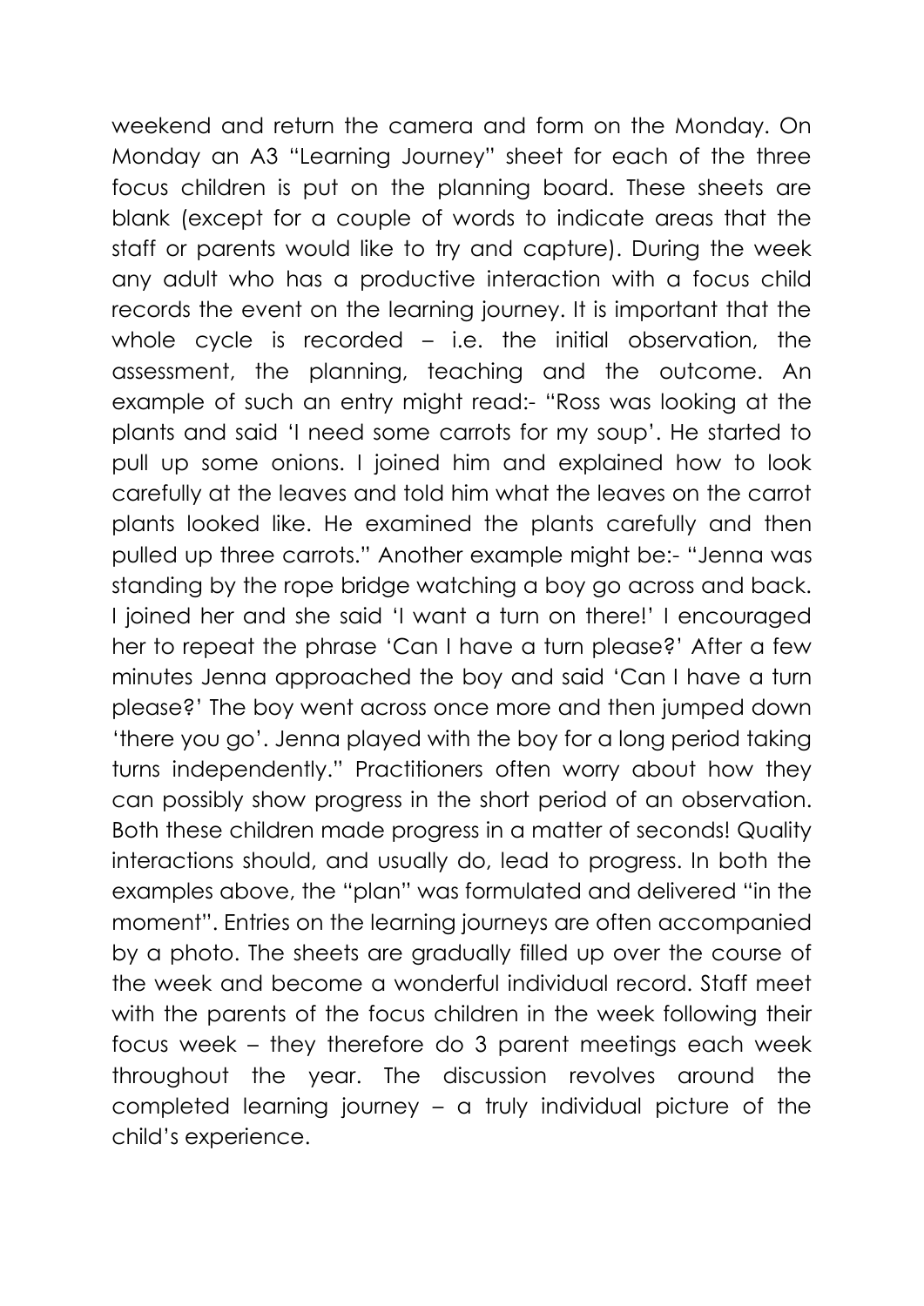weekend and return the camera and form on the Monday. On Monday an A3 "Learning Journey" sheet for each of the three focus children is put on the planning board. These sheets are blank (except for a couple of words to indicate areas that the staff or parents would like to try and capture). During the week any adult who has a productive interaction with a focus child records the event on the learning journey. It is important that the whole cycle is recorded – i.e. the initial observation, the assessment, the planning, teaching and the outcome. An example of such an entry might read:- "Ross was looking at the plants and said 'I need some carrots for my soup'. He started to pull up some onions. I joined him and explained how to look carefully at the leaves and told him what the leaves on the carrot plants looked like. He examined the plants carefully and then pulled up three carrots." Another example might be:- "Jenna was standing by the rope bridge watching a boy go across and back. I joined her and she said 'I want a turn on there!' I encouraged her to repeat the phrase 'Can I have a turn please?' After a few minutes Jenna approached the boy and said 'Can I have a turn please?' The boy went across once more and then jumped down 'there you go'. Jenna played with the boy for a long period taking turns independently." Practitioners often worry about how they can possibly show progress in the short period of an observation. Both these children made progress in a matter of seconds! Quality interactions should, and usually do, lead to progress. In both the examples above, the "plan" was formulated and delivered "in the moment". Entries on the learning journeys are often accompanied by a photo. The sheets are gradually filled up over the course of the week and become a wonderful individual record. Staff meet with the parents of the focus children in the week following their focus week – they therefore do 3 parent meetings each week throughout the year. The discussion revolves around the completed learning journey – a truly individual picture of the child's experience.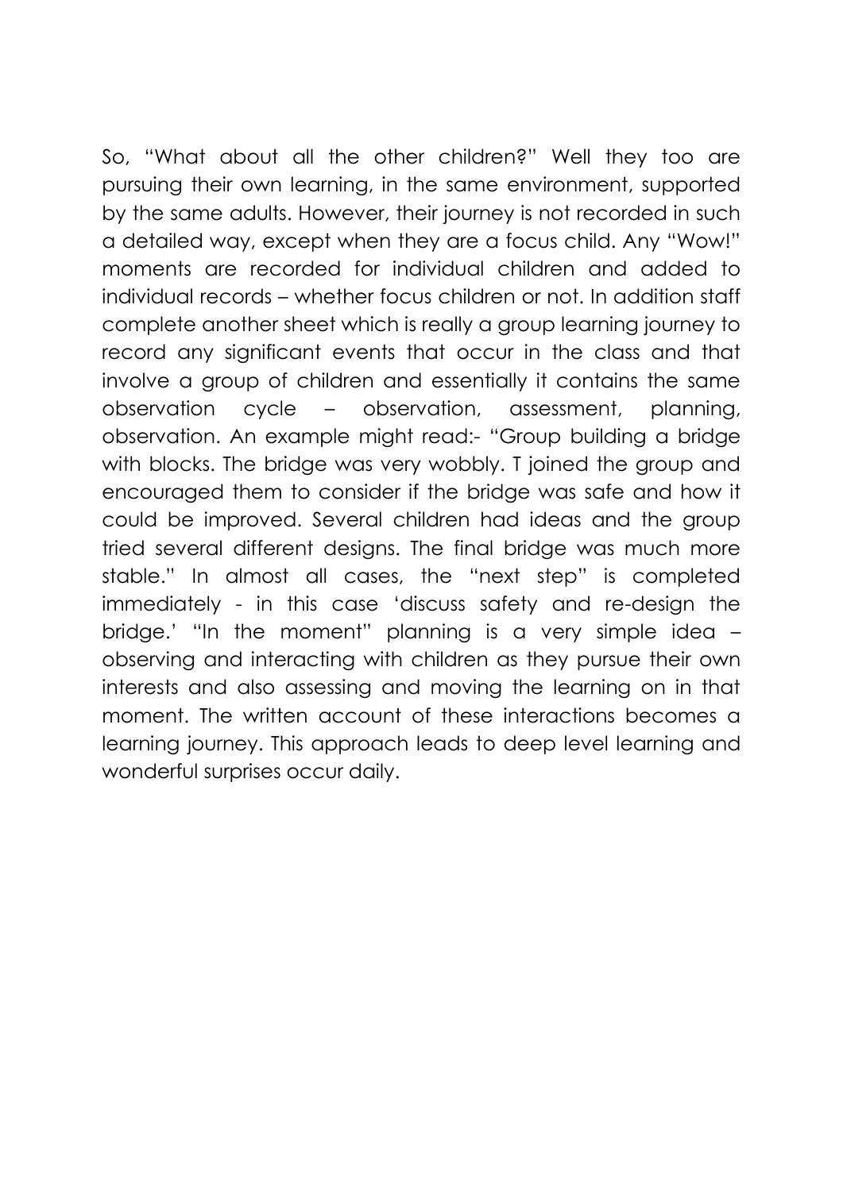So, "What about all the other children?" Well they too are pursuing their own learning, in the same environment, supported by the same adults. However, their journey is not recorded in such a detailed way, except when they are a focus child. Any "Wow!" moments are recorded for individual children and added to individual records – whether focus children or not. In addition staff complete another sheet which is really a group learning journey to record any significant events that occur in the class and that involve a group of children and essentially it contains the same observation cycle – observation, assessment, planning, observation. An example might read:- "Group building a bridge with blocks. The bridge was very wobbly. T joined the group and encouraged them to consider if the bridge was safe and how it could be improved. Several children had ideas and the group tried several different designs. The final bridge was much more stable." In almost all cases, the "next step" is completed immediately - in this case 'discuss safety and re-design the bridge.' "In the moment" planning is a very simple idea – observing and interacting with children as they pursue their own interests and also assessing and moving the learning on in that moment. The written account of these interactions becomes a learning journey. This approach leads to deep level learning and wonderful surprises occur daily.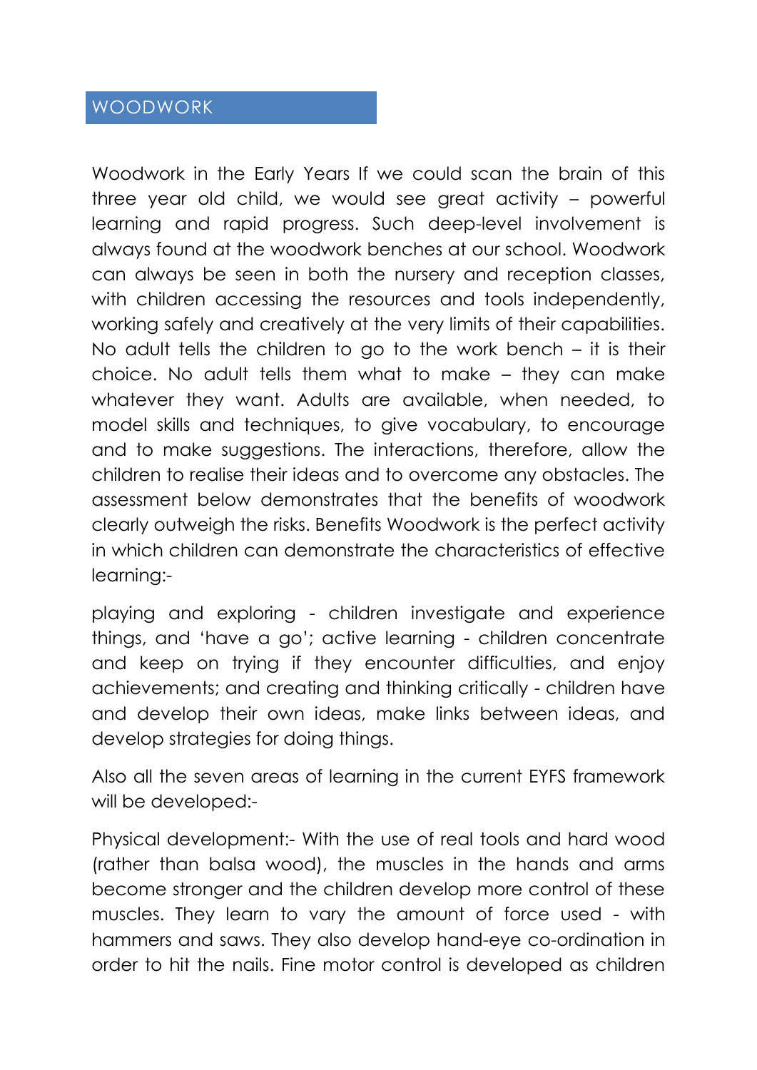## WOODWORK

Woodwork in the Early Years If we could scan the brain of this three year old child, we would see great activity – powerful learning and rapid progress. Such deep-level involvement is always found at the woodwork benches at our school. Woodwork can always be seen in both the nursery and reception classes, with children accessing the resources and tools independently, working safely and creatively at the very limits of their capabilities. No adult tells the children to go to the work bench – it is their choice. No adult tells them what to make – they can make whatever they want. Adults are available, when needed, to model skills and techniques, to give vocabulary, to encourage and to make suggestions. The interactions, therefore, allow the children to realise their ideas and to overcome any obstacles. The assessment below demonstrates that the benefits of woodwork clearly outweigh the risks. Benefits Woodwork is the perfect activity in which children can demonstrate the characteristics of effective learning:-

playing and exploring - children investigate and experience things, and 'have a go'; active learning - children concentrate and keep on trying if they encounter difficulties, and enjoy achievements; and creating and thinking critically - children have and develop their own ideas, make links between ideas, and develop strategies for doing things.

Also all the seven areas of learning in the current EYFS framework will be developed:-

Physical development:- With the use of real tools and hard wood (rather than balsa wood), the muscles in the hands and arms become stronger and the children develop more control of these muscles. They learn to vary the amount of force used - with hammers and saws. They also develop hand-eye co-ordination in order to hit the nails. Fine motor control is developed as children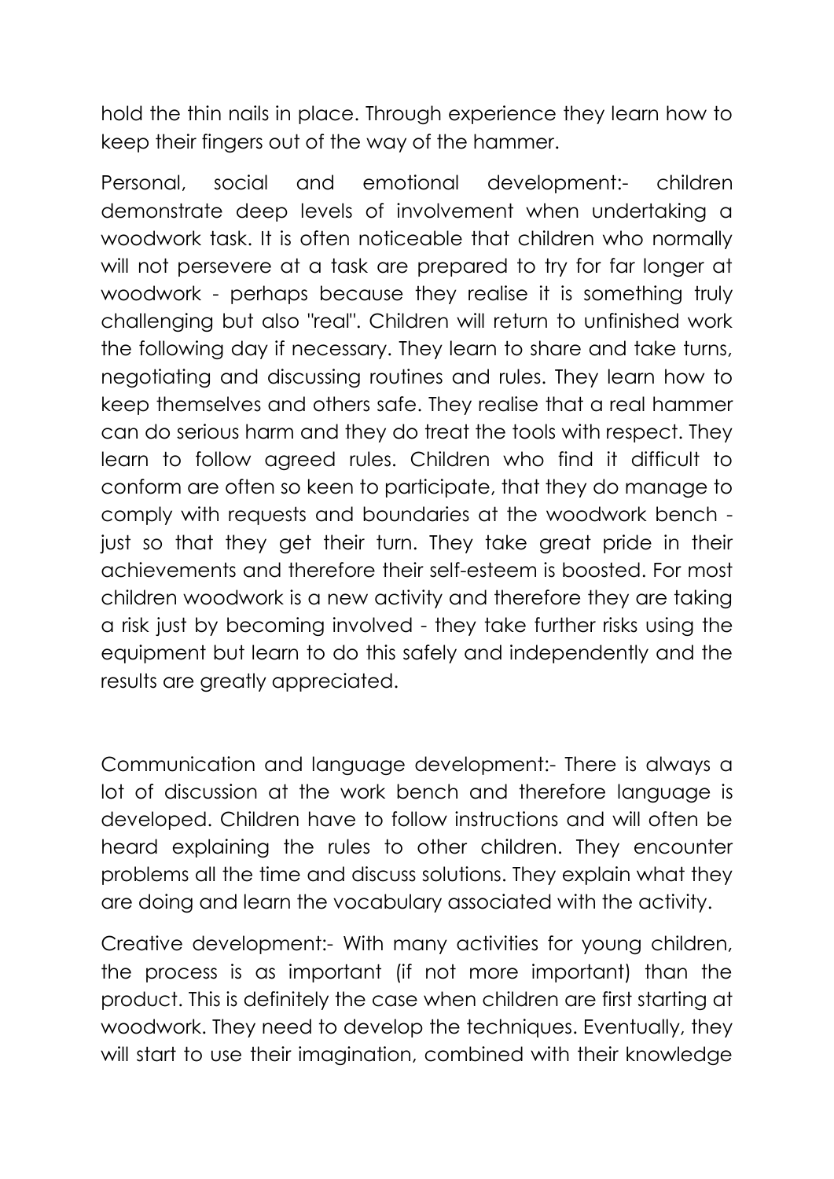hold the thin nails in place. Through experience they learn how to keep their fingers out of the way of the hammer.

Personal, social and emotional development:- children demonstrate deep levels of involvement when undertaking a woodwork task. It is often noticeable that children who normally will not persevere at a task are prepared to try for far longer at woodwork - perhaps because they realise it is something truly challenging but also "real". Children will return to unfinished work the following day if necessary. They learn to share and take turns, negotiating and discussing routines and rules. They learn how to keep themselves and others safe. They realise that a real hammer can do serious harm and they do treat the tools with respect. They learn to follow agreed rules. Children who find it difficult to conform are often so keen to participate, that they do manage to comply with requests and boundaries at the woodwork bench - just so that they get their turn. They take great pride in their achievements and therefore their self-esteem is boosted. For most children woodwork is a new activity and therefore they are taking a risk just by becoming involved - they take further risks using the equipment but learn to do this safely and independently and the results are greatly appreciated.

Communication and language development:- There is always a lot of discussion at the work bench and therefore language is developed. Children have to follow instructions and will often be heard explaining the rules to other children. They encounter problems all the time and discuss solutions. They explain what they are doing and learn the vocabulary associated with the activity.

Creative development:- With many activities for young children, the process is as important (if not more important) than the product. This is definitely the case when children are first starting at woodwork. They need to develop the techniques. Eventually, they will start to use their imagination, combined with their knowledge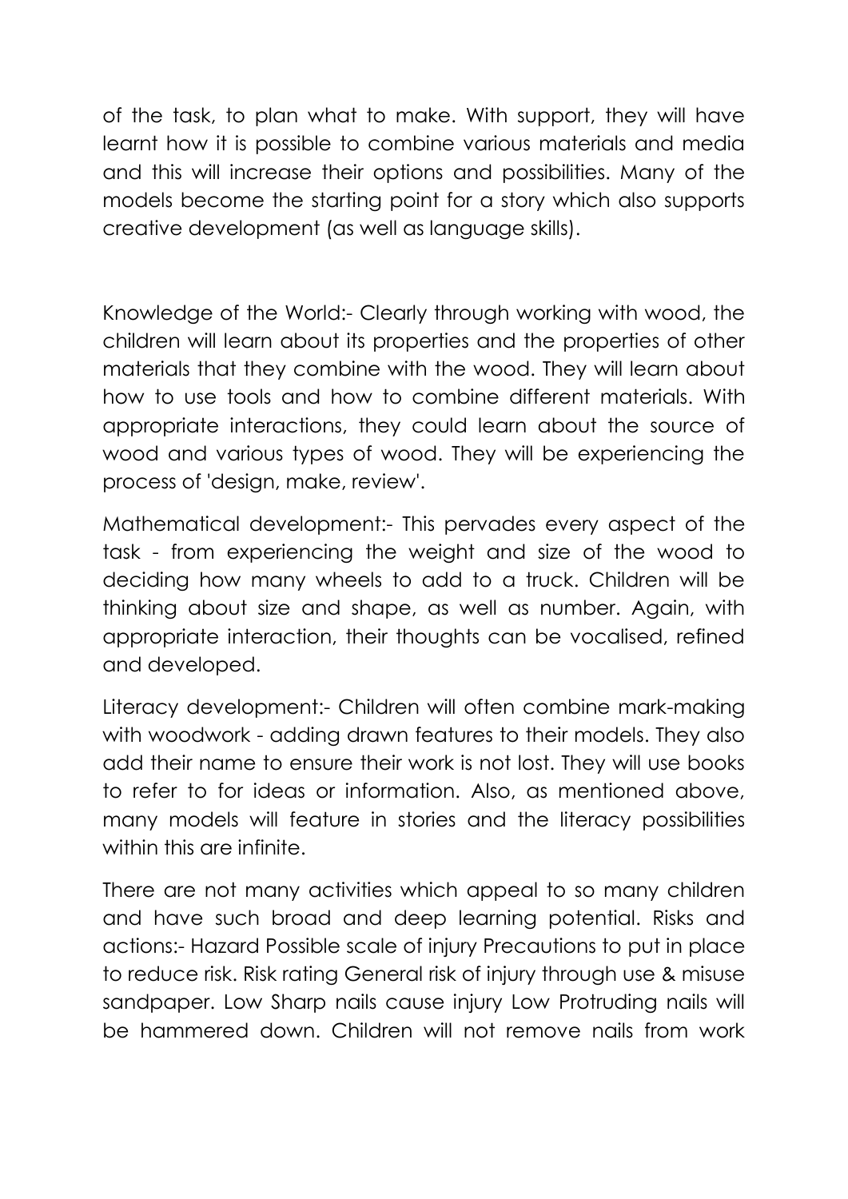of the task, to plan what to make. With support, they will have learnt how it is possible to combine various materials and media and this will increase their options and possibilities. Many of the models become the starting point for a story which also supports creative development (as well as language skills).

Knowledge of the World:- Clearly through working with wood, the children will learn about its properties and the properties of other materials that they combine with the wood. They will learn about how to use tools and how to combine different materials. With appropriate interactions, they could learn about the source of wood and various types of wood. They will be experiencing the process of 'design, make, review'.

Mathematical development:- This pervades every aspect of the task - from experiencing the weight and size of the wood to deciding how many wheels to add to a truck. Children will be thinking about size and shape, as well as number. Again, with appropriate interaction, their thoughts can be vocalised, refined and developed.

Literacy development:- Children will often combine mark-making with woodwork - adding drawn features to their models. They also add their name to ensure their work is not lost. They will use books to refer to for ideas or information. Also, as mentioned above, many models will feature in stories and the literacy possibilities within this are infinite.

There are not many activities which appeal to so many children and have such broad and deep learning potential. Risks and actions:- Hazard Possible scale of injury Precautions to put in place to reduce risk. Risk rating General risk of injury through use & misuse sandpaper. Low Sharp nails cause injury Low Protruding nails will be hammered down. Children will not remove nails from work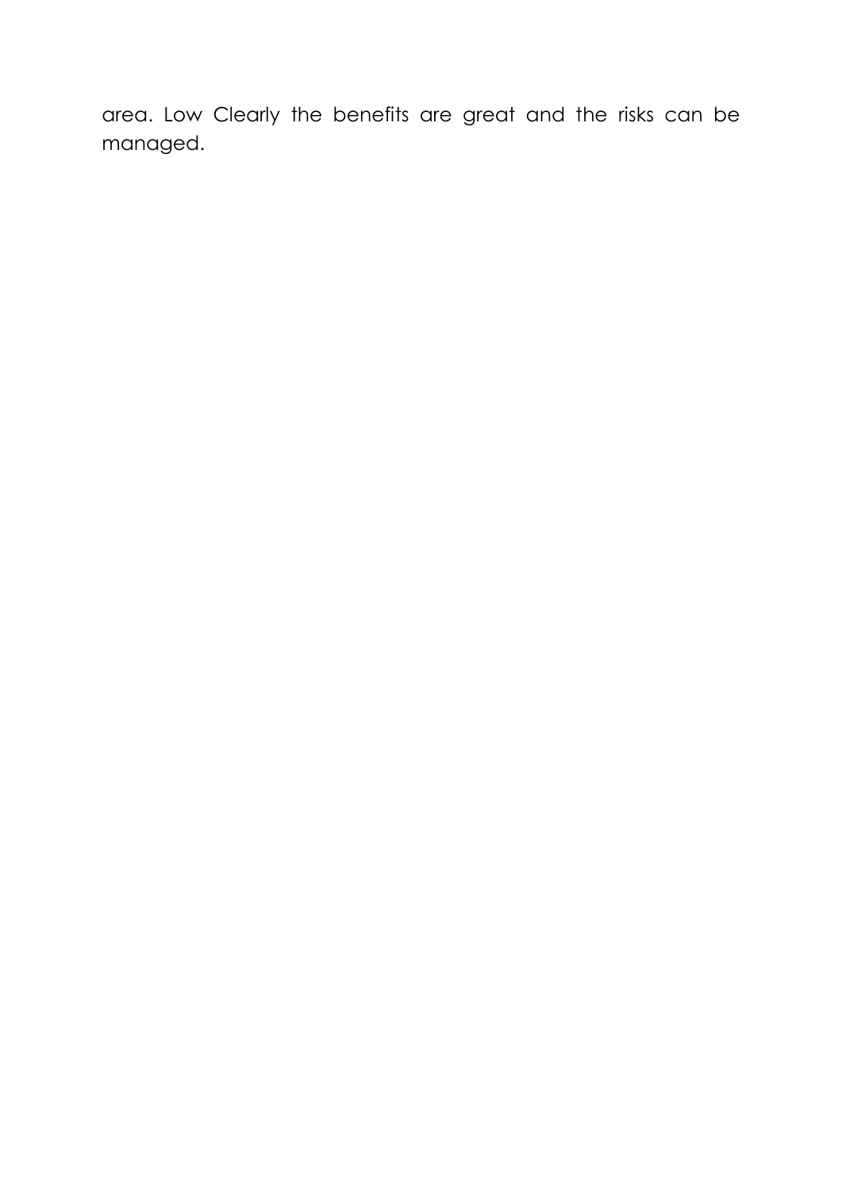area. Low Clearly the benefits are great and the risks can be managed.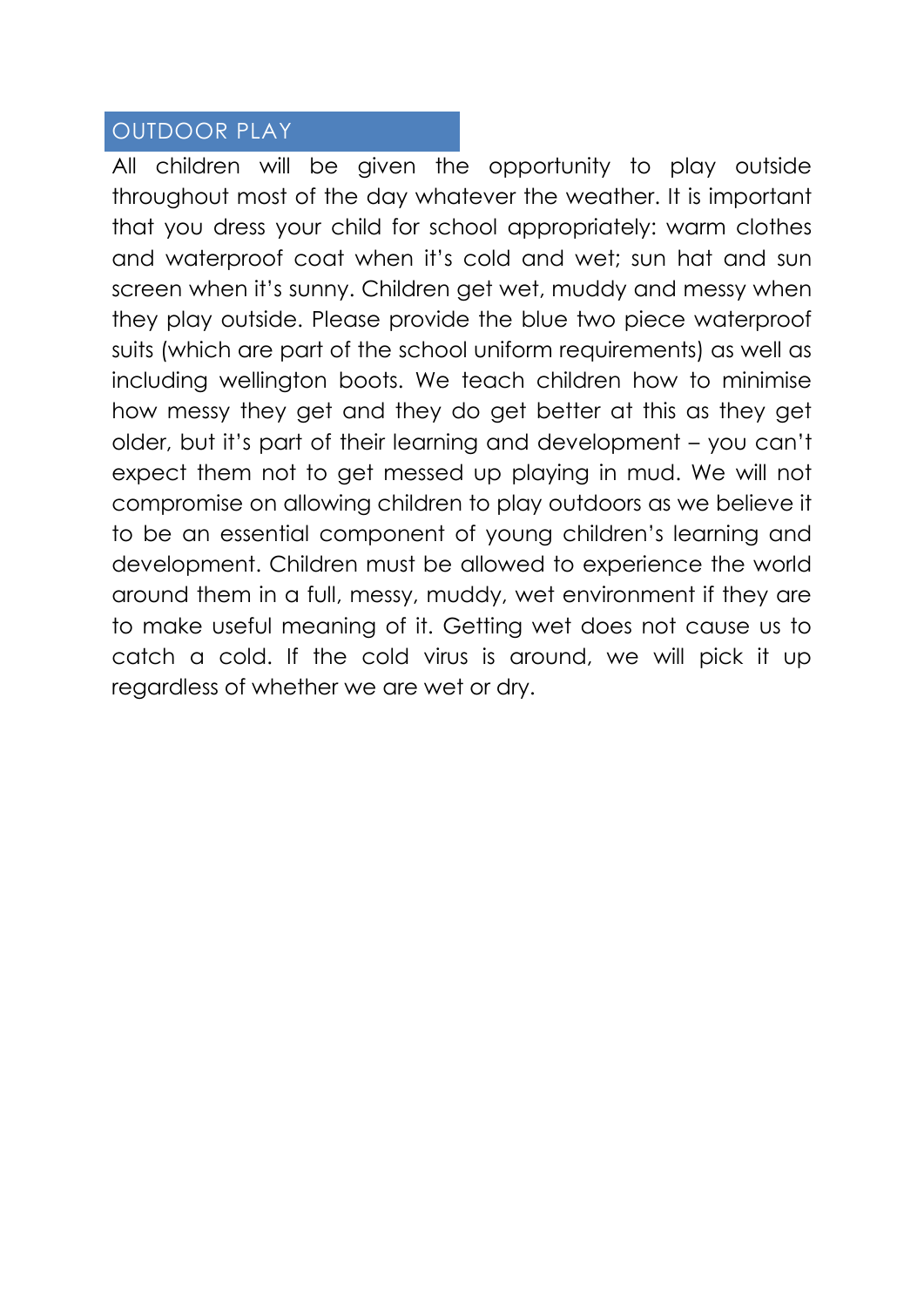## OUTDOOR PLAY

All children will be given the opportunity to play outside throughout most of the day whatever the weather. It is important that you dress your child for school appropriately: warm clothes and waterproof coat when it's cold and wet; sun hat and sun screen when it's sunny. Children get wet, muddy and messy when they play outside. Please provide the blue two piece waterproof suits (which are part of the school uniform requirements) as well as including wellington boots. We teach children how to minimise how messy they get and they do get better at this as they get older, but it's part of their learning and development – you can't expect them not to get messed up playing in mud. We will not compromise on allowing children to play outdoors as we believe it to be an essential component of young children's learning and development. Children must be allowed to experience the world around them in a full, messy, muddy, wet environment if they are to make useful meaning of it. Getting wet does not cause us to catch a cold. If the cold virus is around, we will pick it up regardless of whether we are wet or dry.